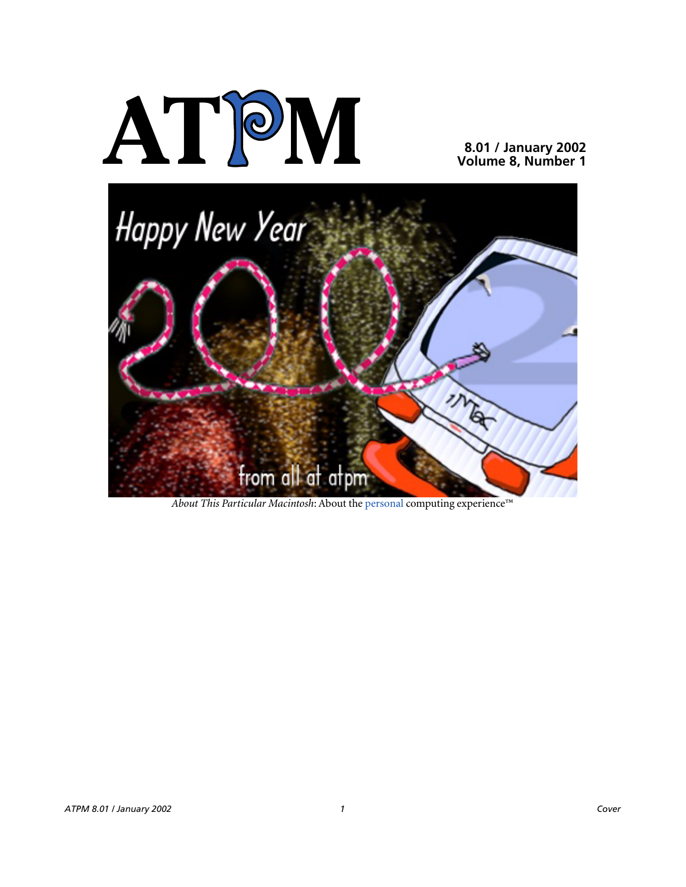# ATPM

**8.01 / January 2002**
**Volume 8, Number 1**

*About This Particular Macintosh*: About the personal computing experience™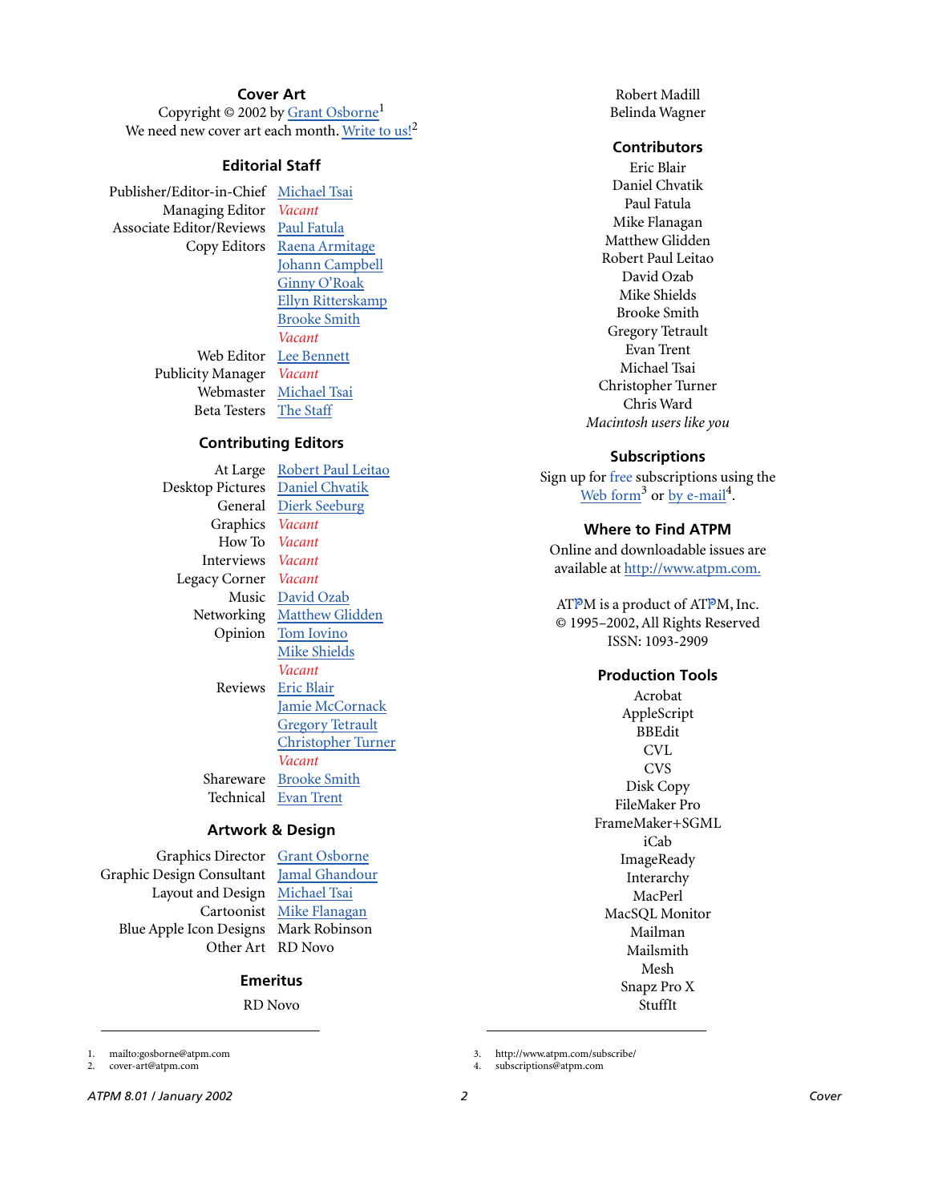## Cover Art

Copyright © 2002 by Grant Osborne[1]
We need new cover art each month. Write to us![2]

## Editorial Staff

| | |
|---|---|
| Publisher/Editor-in-Chief | Michael Tsai |
| Managing Editor | *Vacant* |
| Associate Editor/Reviews | Paul Fatula |
| Copy Editors | Raena Armitage |
| | Johann Campbell |
| | Ginny O'Roak |
| | Ellyn Ritterskamp |
| | Brooke Smith |
| | *Vacant* |
| Web Editor | Lee Bennett |
| Publicity Manager | *Vacant* |
| Webmaster | Michael Tsai |
| Beta Testers | The Staff |

## Contributing Editors

| | |
|---|---|
| At Large | Robert Paul Leitao |
| Desktop Pictures | Daniel Chvatik |
| General | Dierk Seeburg |
| Graphics | *Vacant* |
| How To | *Vacant* |
| Interviews | *Vacant* |
| Legacy Corner | *Vacant* |
| Music | David Ozab |
| Networking | Matthew Glidden |
| Opinion | Tom Iovino |
| | Mike Shields |
| | *Vacant* |
| Reviews | Eric Blair |
| | Jamie McCornack |
| | Gregory Tetrault |
| | Christopher Turner |
| | *Vacant* |
| Shareware | Brooke Smith |
| Technical | Evan Trent |

## Artwork & Design

| | |
|---|---|
| Graphics Director | Grant Osborne |
| Graphic Design Consultant | Jamal Ghandour |
| Layout and Design | Michael Tsai |
| Cartoonist | Mike Flanagan |
| Blue Apple Icon Designs | Mark Robinson |
| Other Art | RD Novo |

## Emeritus

RD Novo
Robert Madill
Belinda Wagner

## Contributors

Eric Blair
Daniel Chvatik
Paul Fatula
Mike Flanagan
Matthew Glidden
Robert Paul Leitao
David Ozab
Mike Shields
Brooke Smith
Gregory Tetrault
Evan Trent
Michael Tsai
Christopher Turner
Chris Ward
*Macintosh users like you*

## Subscriptions

Sign up for free subscriptions using the Web form[3] or by e-mail[4].

## Where to Find ATPM

Online and downloadable issues are available at http://www.atpm.com.

ATPM is a product of ATPM, Inc.
© 1995–2002, All Rights Reserved
ISSN: 1093-2909

## Production Tools

Acrobat
AppleScript
BBEdit
CVL
CVS
Disk Copy
FileMaker Pro
FrameMaker+SGML
iCab
ImageReady
Interarchy
MacPerl
MacSQL Monitor
Mailman
Mailsmith
Mesh
Snapz Pro X
StuffIt

---

1. mailto:gosborne@atpm.com
2. cover-art@atpm.com
3. http://www.atpm.com/subscribe/
4. subscriptions@atpm.com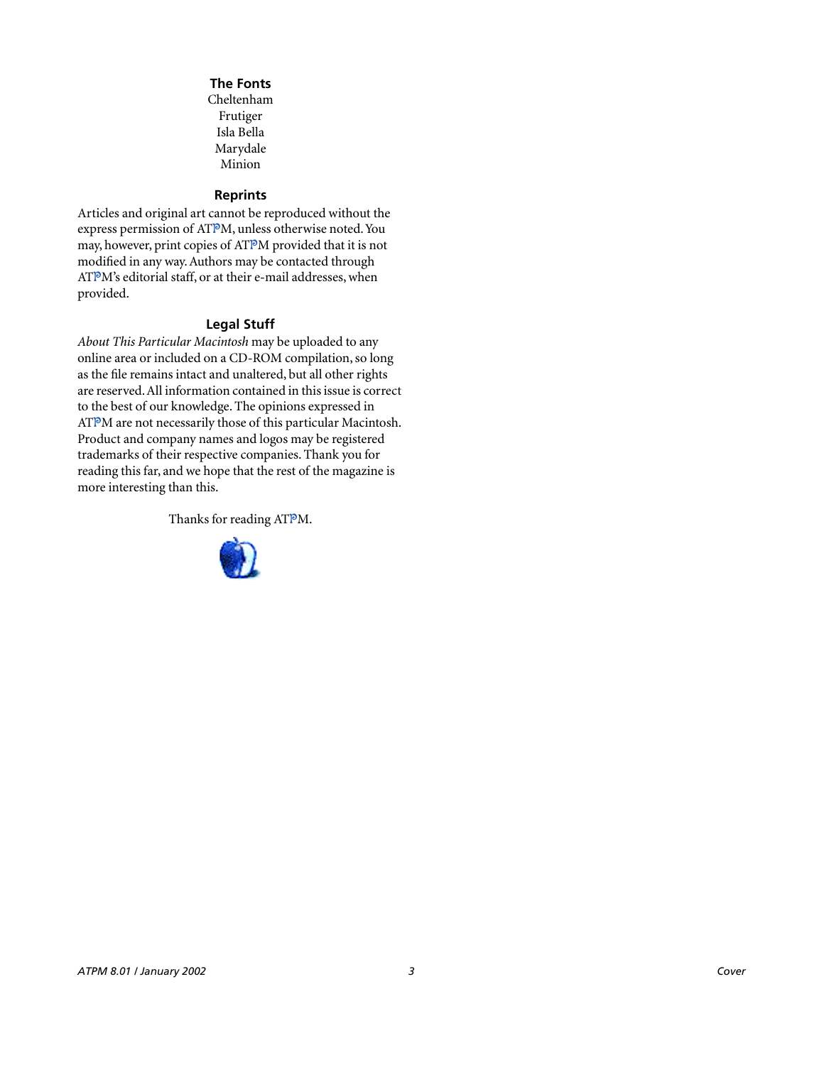### The Fonts

Cheltenham
Frutiger
Isla Bella
Marydale
Minion

### Reprints

Articles and original art cannot be reproduced without the express permission of ATPM, unless otherwise noted. You may, however, print copies of ATPM provided that it is not modified in any way. Authors may be contacted through ATPM's editorial staff, or at their e-mail addresses, when provided.

### Legal Stuff

*About This Particular Macintosh* may be uploaded to any online area or included on a CD-ROM compilation, so long as the file remains intact and unaltered, but all other rights are reserved. All information contained in this issue is correct to the best of our knowledge. The opinions expressed in ATPM are not necessarily those of this particular Macintosh. Product and company names and logos may be registered trademarks of their respective companies. Thank you for reading this far, and we hope that the rest of the magazine is more interesting than this.

Thanks for reading ATPM.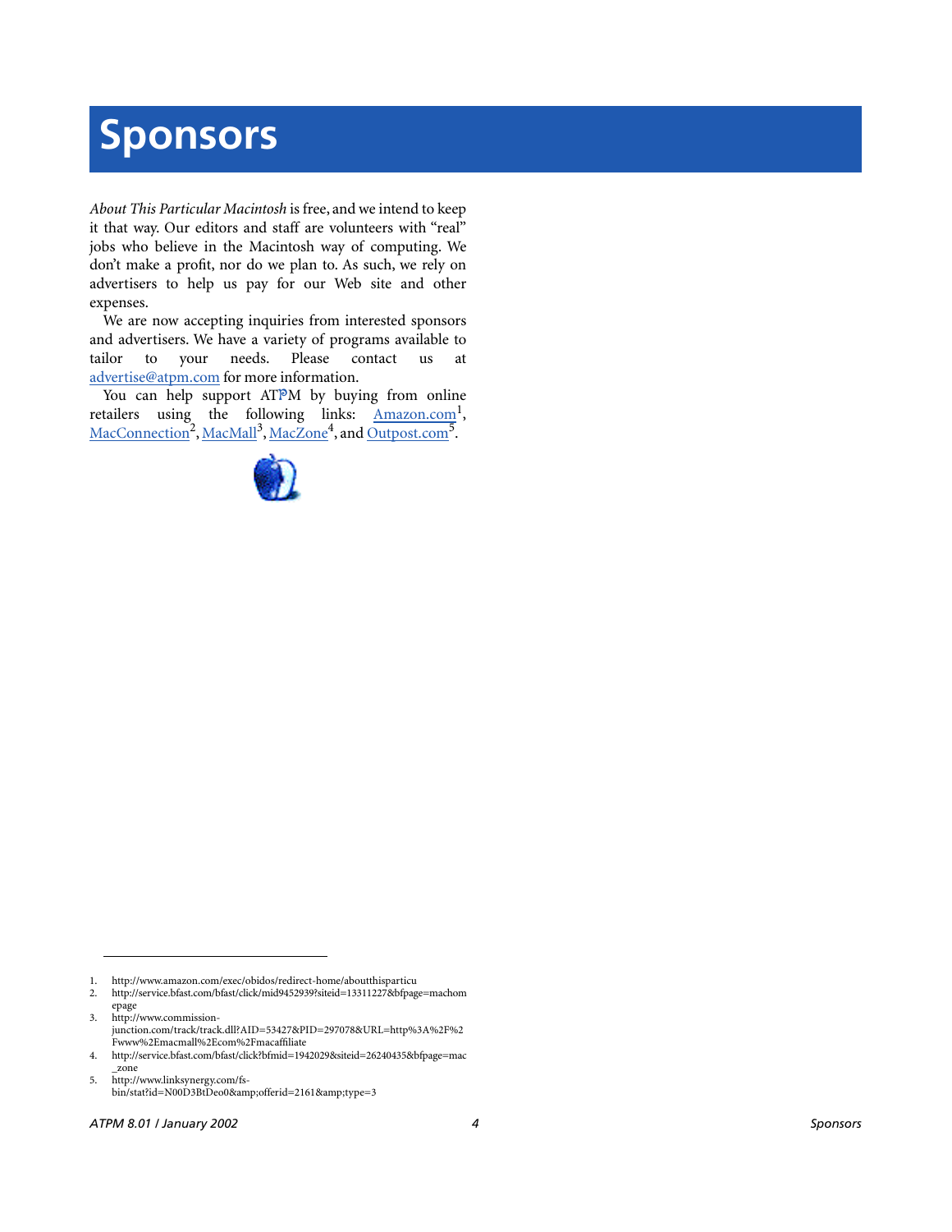# Sponsors

*About This Particular Macintosh* is free, and we intend to keep it that way. Our editors and staff are volunteers with "real" jobs who believe in the Macintosh way of computing. We don't make a profit, nor do we plan to. As such, we rely on advertisers to help us pay for our Web site and other expenses.

We are now accepting inquiries from interested sponsors and advertisers. We have a variety of programs available to tailor to your needs. Please contact us at advertise@atpm.com for more information.

You can help support ATPM by buying from online retailers using the following links: Amazon.com[1], MacConnection[2], MacMall[3], MacZone[4], and Outpost.com[5].

---

1. http://www.amazon.com/exec/obidos/redirect-home/aboutthisparticu
2. http://service.bfast.com/bfast/click/mid9452939?siteid=13311227&bfpage=machomepage
3. http://www.commission-junction.com/track/track.dll?AID=53427&PID=297078&URL=http%3A%2F%2Fwww%2Emacmall%2Ecom%2Fmacaffiliate
4. http://service.bfast.com/bfast/click?bfmid=1942029&siteid=26240435&bfpage=mac_zone
5. http://www.linksynergy.com/fs-bin/stat?id=N00D3BtDeo0&amp;offerid=2161&amp;type=3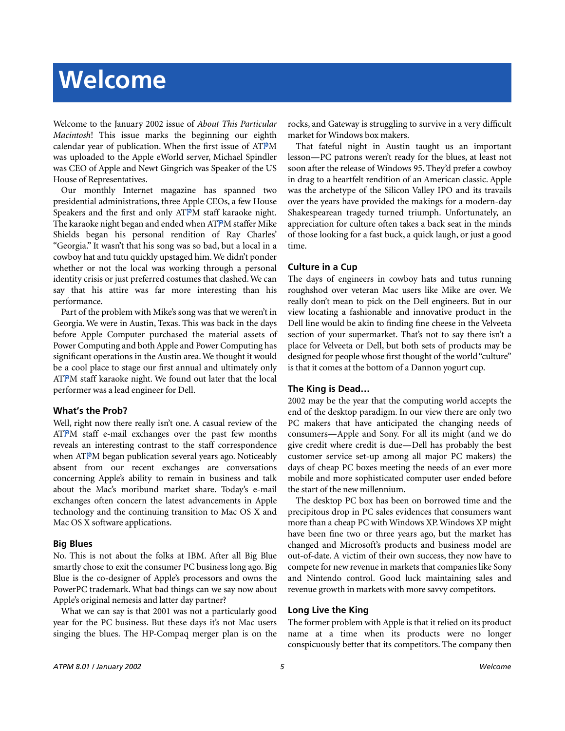# Welcome

Welcome to the January 2002 issue of *About This Particular Macintosh*! This issue marks the beginning our eighth calendar year of publication. When the first issue of ATPM was uploaded to the Apple eWorld server, Michael Spindler was CEO of Apple and Newt Gingrich was Speaker of the US House of Representatives.

Our monthly Internet magazine has spanned two presidential administrations, three Apple CEOs, a few House Speakers and the first and only ATPM staff karaoke night. The karaoke night began and ended when ATPM staffer Mike Shields began his personal rendition of Ray Charles' "Georgia." It wasn't that his song was so bad, but a local in a cowboy hat and tutu quickly upstaged him. We didn't ponder whether or not the local was working through a personal identity crisis or just preferred costumes that clashed. We can say that his attire was far more interesting than his performance.

Part of the problem with Mike's song was that we weren't in Georgia. We were in Austin, Texas. This was back in the days before Apple Computer purchased the material assets of Power Computing and both Apple and Power Computing has significant operations in the Austin area. We thought it would be a cool place to stage our first annual and ultimately only ATPM staff karaoke night. We found out later that the local performer was a lead engineer for Dell.

### What's the Prob?

Well, right now there really isn't one. A casual review of the ATPM staff e-mail exchanges over the past few months reveals an interesting contrast to the staff correspondence when ATPM began publication several years ago. Noticeably absent from our recent exchanges are conversations concerning Apple's ability to remain in business and talk about the Mac's moribund market share. Today's e-mail exchanges often concern the latest advancements in Apple technology and the continuing transition to Mac OS X and Mac OS X software applications.

### Big Blues

No. This is not about the folks at IBM. After all Big Blue smartly chose to exit the consumer PC business long ago. Big Blue is the co-designer of Apple's processors and owns the PowerPC trademark. What bad things can we say now about Apple's original nemesis and latter day partner?

What we can say is that 2001 was not a particularly good year for the PC business. But these days it's not Mac users singing the blues. The HP-Compaq merger plan is on the rocks, and Gateway is struggling to survive in a very difficult market for Windows box makers.

That fateful night in Austin taught us an important lesson—PC patrons weren't ready for the blues, at least not soon after the release of Windows 95. They'd prefer a cowboy in drag to a heartfelt rendition of an American classic. Apple was the archetype of the Silicon Valley IPO and its travails over the years have provided the makings for a modern-day Shakespearean tragedy turned triumph. Unfortunately, an appreciation for culture often takes a back seat in the minds of those looking for a fast buck, a quick laugh, or just a good time.

### Culture in a Cup

The days of engineers in cowboy hats and tutus running roughshod over veteran Mac users like Mike are over. We really don't mean to pick on the Dell engineers. But in our view locating a fashionable and innovative product in the Dell line would be akin to finding fine cheese in the Velveeta section of your supermarket. That's not to say there isn't a place for Velveeta or Dell, but both sets of products may be designed for people whose first thought of the world "culture" is that it comes at the bottom of a Dannon yogurt cup.

### The King is Dead…

2002 may be the year that the computing world accepts the end of the desktop paradigm. In our view there are only two PC makers that have anticipated the changing needs of consumers—Apple and Sony. For all its might (and we do give credit where credit is due—Dell has probably the best customer service set-up among all major PC makers) the days of cheap PC boxes meeting the needs of an ever more mobile and more sophisticated computer user ended before the start of the new millennium.

The desktop PC box has been on borrowed time and the precipitous drop in PC sales evidences that consumers want more than a cheap PC with Windows XP. Windows XP might have been fine two or three years ago, but the market has changed and Microsoft's products and business model are out-of-date. A victim of their own success, they now have to compete for new revenue in markets that companies like Sony and Nintendo control. Good luck maintaining sales and revenue growth in markets with more savvy competitors.

### Long Live the King

The former problem with Apple is that it relied on its product name at a time when its products were no longer conspicuously better that its competitors. The company then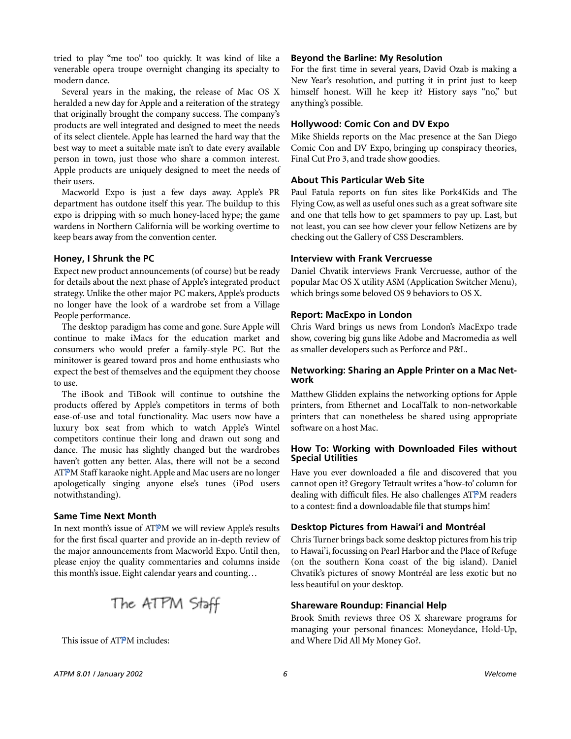tried to play "me too" too quickly. It was kind of like a venerable opera troupe overnight changing its specialty to modern dance.

Several years in the making, the release of Mac OS X heralded a new day for Apple and a reiteration of the strategy that originally brought the company success. The company's products are well integrated and designed to meet the needs of its select clientele. Apple has learned the hard way that the best way to meet a suitable mate isn't to date every available person in town, just those who share a common interest. Apple products are uniquely designed to meet the needs of their users.

Macworld Expo is just a few days away. Apple's PR department has outdone itself this year. The buildup to this expo is dripping with so much honey-laced hype; the game wardens in Northern California will be working overtime to keep bears away from the convention center.

### Honey, I Shrunk the PC

Expect new product announcements (of course) but be ready for details about the next phase of Apple's integrated product strategy. Unlike the other major PC makers, Apple's products no longer have the look of a wardrobe set from a Village People performance.

The desktop paradigm has come and gone. Sure Apple will continue to make iMacs for the education market and consumers who would prefer a family-style PC. But the minitower is geared toward pros and home enthusiasts who expect the best of themselves and the equipment they choose to use.

The iBook and TiBook will continue to outshine the products offered by Apple's competitors in terms of both ease-of-use and total functionality. Mac users now have a luxury box seat from which to watch Apple's Wintel competitors continue their long and drawn out song and dance. The music has slightly changed but the wardrobes haven't gotten any better. Alas, there will not be a second ATPM Staff karaoke night. Apple and Mac users are no longer apologetically singing anyone else's tunes (iPod users notwithstanding).

### Same Time Next Month

In next month's issue of ATPM we will review Apple's results for the first fiscal quarter and provide an in-depth review of the major announcements from Macworld Expo. Until then, please enjoy the quality commentaries and columns inside this month's issue. Eight calendar years and counting…

The ATPM Staff

This issue of ATPM includes:

### Beyond the Barline: My Resolution

For the first time in several years, David Ozab is making a New Year's resolution, and putting it in print just to keep himself honest. Will he keep it? History says "no," but anything's possible.

### Hollywood: Comic Con and DV Expo

Mike Shields reports on the Mac presence at the San Diego Comic Con and DV Expo, bringing up conspiracy theories, Final Cut Pro 3, and trade show goodies.

### About This Particular Web Site

Paul Fatula reports on fun sites like Pork4Kids and The Flying Cow, as well as useful ones such as a great software site and one that tells how to get spammers to pay up. Last, but not least, you can see how clever your fellow Netizens are by checking out the Gallery of CSS Descramblers.

### Interview with Frank Vercruesse

Daniel Chvatik interviews Frank Vercruesse, author of the popular Mac OS X utility ASM (Application Switcher Menu), which brings some beloved OS 9 behaviors to OS X.

### Report: MacExpo in London

Chris Ward brings us news from London's MacExpo trade show, covering big guns like Adobe and Macromedia as well as smaller developers such as Perforce and P&L.

### Networking: Sharing an Apple Printer on a Mac Network

Matthew Glidden explains the networking options for Apple printers, from Ethernet and LocalTalk to non-networkable printers that can nonetheless be shared using appropriate software on a host Mac.

### How To: Working with Downloaded Files without Special Utilities

Have you ever downloaded a file and discovered that you cannot open it? Gregory Tetrault writes a 'how-to' column for dealing with difficult files. He also challenges ATPM readers to a contest: find a downloadable file that stumps him!

### Desktop Pictures from Hawai'i and Montréal

Chris Turner brings back some desktop pictures from his trip to Hawai'i, focussing on Pearl Harbor and the Place of Refuge (on the southern Kona coast of the big island). Daniel Chvatik's pictures of snowy Montréal are less exotic but no less beautiful on your desktop.

### Shareware Roundup: Financial Help

Brook Smith reviews three OS X shareware programs for managing your personal finances: Moneydance, Hold-Up, and Where Did All My Money Go?.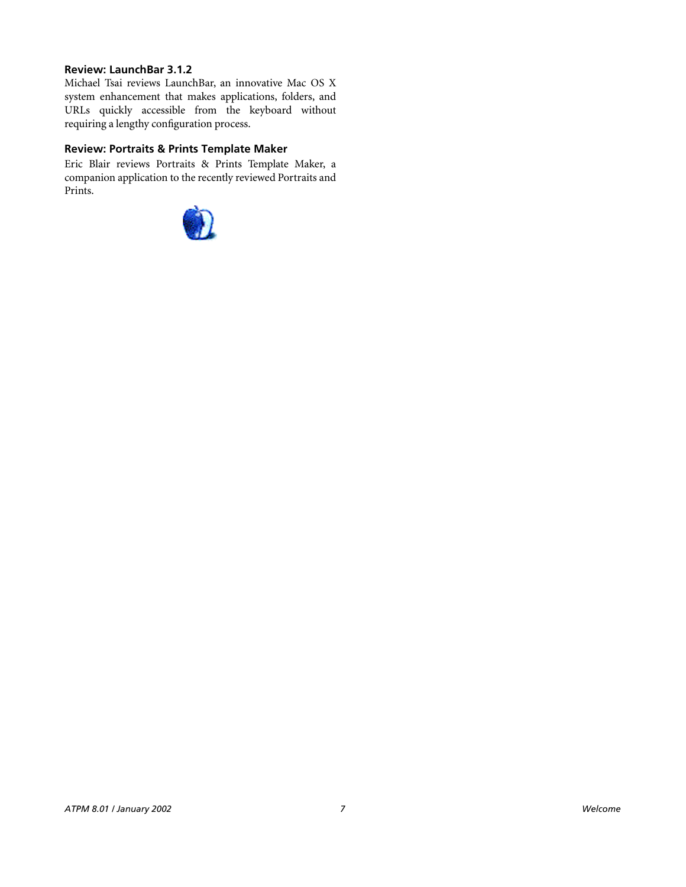### Review: LaunchBar 3.1.2

Michael Tsai reviews LaunchBar, an innovative Mac OS X system enhancement that makes applications, folders, and URLs quickly accessible from the keyboard without requiring a lengthy configuration process.

### Review: Portraits & Prints Template Maker

Eric Blair reviews Portraits & Prints Template Maker, a companion application to the recently reviewed Portraits and Prints.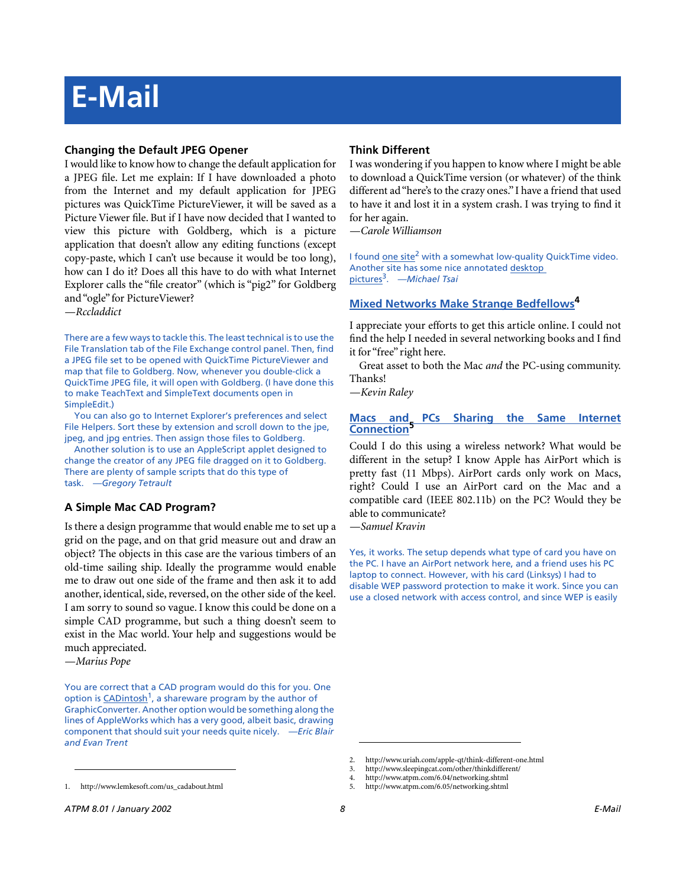# E-Mail

### Changing the Default JPEG Opener

I would like to know how to change the default application for a JPEG file. Let me explain: If I have downloaded a photo from the Internet and my default application for JPEG pictures was QuickTime PictureViewer, it will be saved as a Picture Viewer file. But if I have now decided that I wanted to view this picture with Goldberg, which is a picture application that doesn't allow any editing functions (except copy-paste, which I can't use because it would be too long), how can I do it? Does all this have to do with what Internet Explorer calls the "file creator" (which is "pig2" for Goldberg and "ogle" for PictureViewer?

*—Rccladdict*

There are a few ways to tackle this. The least technical is to use the File Translation tab of the File Exchange control panel. Then, find a JPEG file set to be opened with QuickTime PictureViewer and map that file to Goldberg. Now, whenever you double-click a QuickTime JPEG file, it will open with Goldberg. (I have done this to make TeachText and SimpleText documents open in SimpleEdit.)

You can also go to Internet Explorer's preferences and select File Helpers. Sort these by extension and scroll down to the jpe, jpeg, and jpg entries. Then assign those files to Goldberg.

Another solution is to use an AppleScript applet designed to change the creator of any JPEG file dragged on it to Goldberg. There are plenty of sample scripts that do this type of task. *—Gregory Tetrault*

### A Simple Mac CAD Program?

Is there a design programme that would enable me to set up a grid on the page, and on that grid measure out and draw an object? The objects in this case are the various timbers of an old-time sailing ship. Ideally the programme would enable me to draw out one side of the frame and then ask it to add another, identical, side, reversed, on the other side of the keel. I am sorry to sound so vague. I know this could be done on a simple CAD programme, but such a thing doesn't seem to exist in the Mac world. Your help and suggestions would be much appreciated.

*—Marius Pope*

You are correct that a CAD program would do this for you. One option is CADintosh[1], a shareware program by the author of GraphicConverter. Another option would be something along the lines of AppleWorks which has a very good, albeit basic, drawing component that should suit your needs quite nicely. *—Eric Blair and Evan Trent*

### Think Different

I was wondering if you happen to know where I might be able to download a QuickTime version (or whatever) of the think different ad "here's to the crazy ones." I have a friend that used to have it and lost it in a system crash. I was trying to find it for her again.

*—Carole Williamson*

I found one site[2] with a somewhat low-quality QuickTime video. Another site has some nice annotated desktop pictures[3]. *—Michael Tsai*

### Mixed Networks Make Strange Bedfellows[4]

I appreciate your efforts to get this article online. I could not find the help I needed in several networking books and I find it for "free" right here.

Great asset to both the Mac *and* the PC-using community. Thanks!

*—Kevin Raley*

### Macs and PCs Sharing the Same Internet Connection[5]

Could I do this using a wireless network? What would be different in the setup? I know Apple has AirPort which is pretty fast (11 Mbps). AirPort cards only work on Macs, right? Could I use an AirPort card on the Mac and a compatible card (IEEE 802.11b) on the PC? Would they be able to communicate?

*—Samuel Kravin*

Yes, it works. The setup depends what type of card you have on the PC. I have an AirPort network here, and a friend uses his PC laptop to connect. However, with his card (Linksys) I had to disable WEP password protection to make it work. Since you can use a closed network with access control, and since WEP is easily

---

1. http://www.lemkesoft.com/us_cadabout.html
2. http://www.uriah.com/apple-qt/think-different-one.html
3. http://www.sleepingcat.com/other/thinkdifferent/
4. http://www.atpm.com/6.04/networking.shtml
5. http://www.atpm.com/6.05/networking.shtml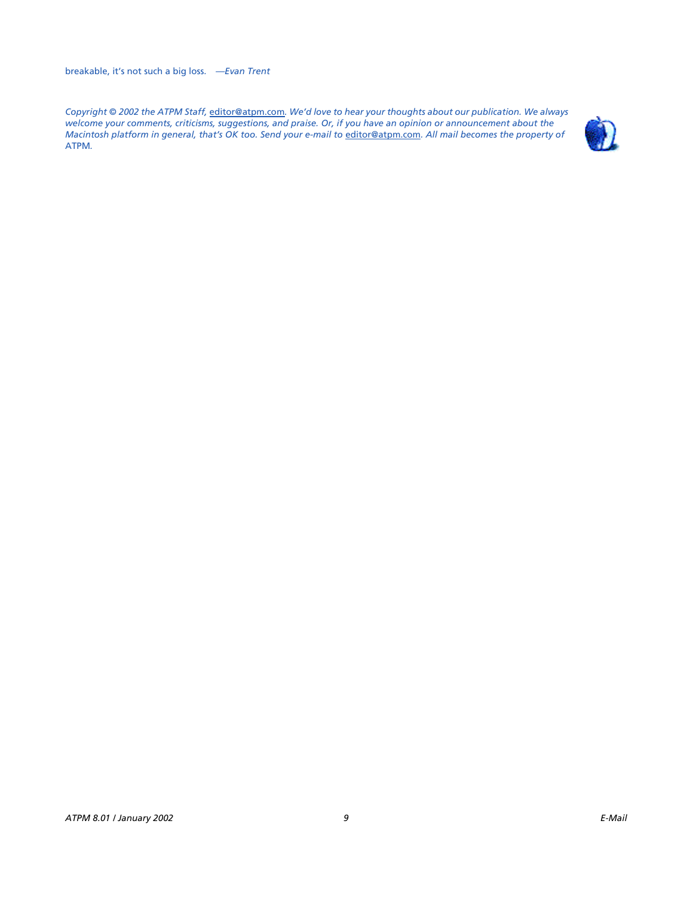breakable, it's not such a big loss. *—Evan Trent*

*Copyright © 2002 the ATPM Staff,* editor@atpm.com*. We'd love to hear your thoughts about our publication. We always welcome your comments, criticisms, suggestions, and praise. Or, if you have an opinion or announcement about the Macintosh platform in general, that's OK too. Send your e-mail to* editor@atpm.com*. All mail becomes the property of ATPM.*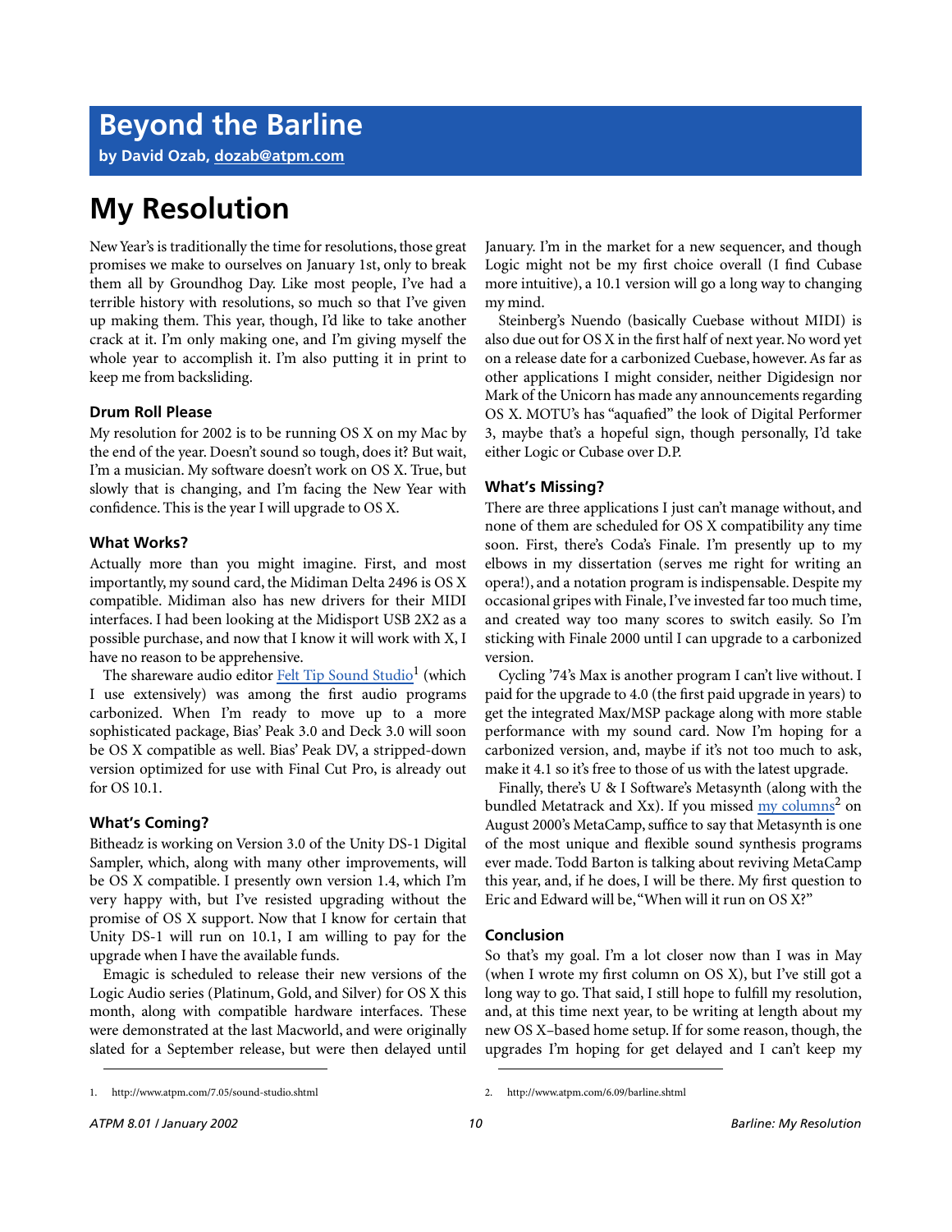# Beyond the Barline

**by David Ozab, dozab@atpm.com**

# My Resolution

New Year's is traditionally the time for resolutions, those great promises we make to ourselves on January 1st, only to break them all by Groundhog Day. Like most people, I've had a terrible history with resolutions, so much so that I've given up making them. This year, though, I'd like to take another crack at it. I'm only making one, and I'm giving myself the whole year to accomplish it. I'm also putting it in print to keep me from backsliding.

### Drum Roll Please

My resolution for 2002 is to be running OS X on my Mac by the end of the year. Doesn't sound so tough, does it? But wait, I'm a musician. My software doesn't work on OS X. True, but slowly that is changing, and I'm facing the New Year with confidence. This is the year I will upgrade to OS X.

### What Works?

Actually more than you might imagine. First, and most importantly, my sound card, the Midiman Delta 2496 is OS X compatible. Midiman also has new drivers for their MIDI interfaces. I had been looking at the Midisport USB 2X2 as a possible purchase, and now that I know it will work with X, I have no reason to be apprehensive.

The shareware audio editor Felt Tip Sound Studio[1] (which I use extensively) was among the first audio programs carbonized. When I'm ready to move up to a more sophisticated package, Bias' Peak 3.0 and Deck 3.0 will soon be OS X compatible as well. Bias' Peak DV, a stripped-down version optimized for use with Final Cut Pro, is already out for OS 10.1.

### What's Coming?

Bitheadz is working on Version 3.0 of the Unity DS-1 Digital Sampler, which, along with many other improvements, will be OS X compatible. I presently own version 1.4, which I'm very happy with, but I've resisted upgrading without the promise of OS X support. Now that I know for certain that Unity DS-1 will run on 10.1, I am willing to pay for the upgrade when I have the available funds.

Emagic is scheduled to release their new versions of the Logic Audio series (Platinum, Gold, and Silver) for OS X this month, along with compatible hardware interfaces. These were demonstrated at the last Macworld, and were originally slated for a September release, but were then delayed until January. I'm in the market for a new sequencer, and though Logic might not be my first choice overall (I find Cubase more intuitive), a 10.1 version will go a long way to changing my mind.

Steinberg's Nuendo (basically Cubase without MIDI) is also due out for OS X in the first half of next year. No word yet on a release date for a carbonized Cubase, however. As far as other applications I might consider, neither Digidesign nor Mark of the Unicorn has made any announcements regarding OS X. MOTU's has "aquafied" the look of Digital Performer 3, maybe that's a hopeful sign, though personally, I'd take either Logic or Cubase over D.P.

### What's Missing?

There are three applications I just can't manage without, and none of them are scheduled for OS X compatibility any time soon. First, there's Coda's Finale. I'm presently up to my elbows in my dissertation (serves me right for writing an opera!), and a notation program is indispensable. Despite my occasional gripes with Finale, I've invested far too much time, and created way too many scores to switch easily. So I'm sticking with Finale 2000 until I can upgrade to a carbonized version.

Cycling '74's Max is another program I can't live without. I paid for the upgrade to 4.0 (the first paid upgrade in years) to get the integrated Max/MSP package along with more stable performance with my sound card. Now I'm hoping for a carbonized version, and, maybe if it's not too much to ask, make it 4.1 so it's free to those of us with the latest upgrade.

Finally, there's U & I Software's Metasynth (along with the bundled Metatrack and Xx). If you missed my columns[2] on August 2000's MetaCamp, suffice to say that Metasynth is one of the most unique and flexible sound synthesis programs ever made. Todd Barton is talking about reviving MetaCamp this year, and, if he does, I will be there. My first question to Eric and Edward will be, "When will it run on OS X?"

### Conclusion

So that's my goal. I'm a lot closer now than I was in May (when I wrote my first column on OS X), but I've still got a long way to go. That said, I still hope to fulfill my resolution, and, at this time next year, to be writing at length about my new OS X–based home setup. If for some reason, though, the upgrades I'm hoping for get delayed and I can't keep my

1. http://www.atpm.com/7.05/sound-studio.shtml

2. http://www.atpm.com/6.09/barline.shtml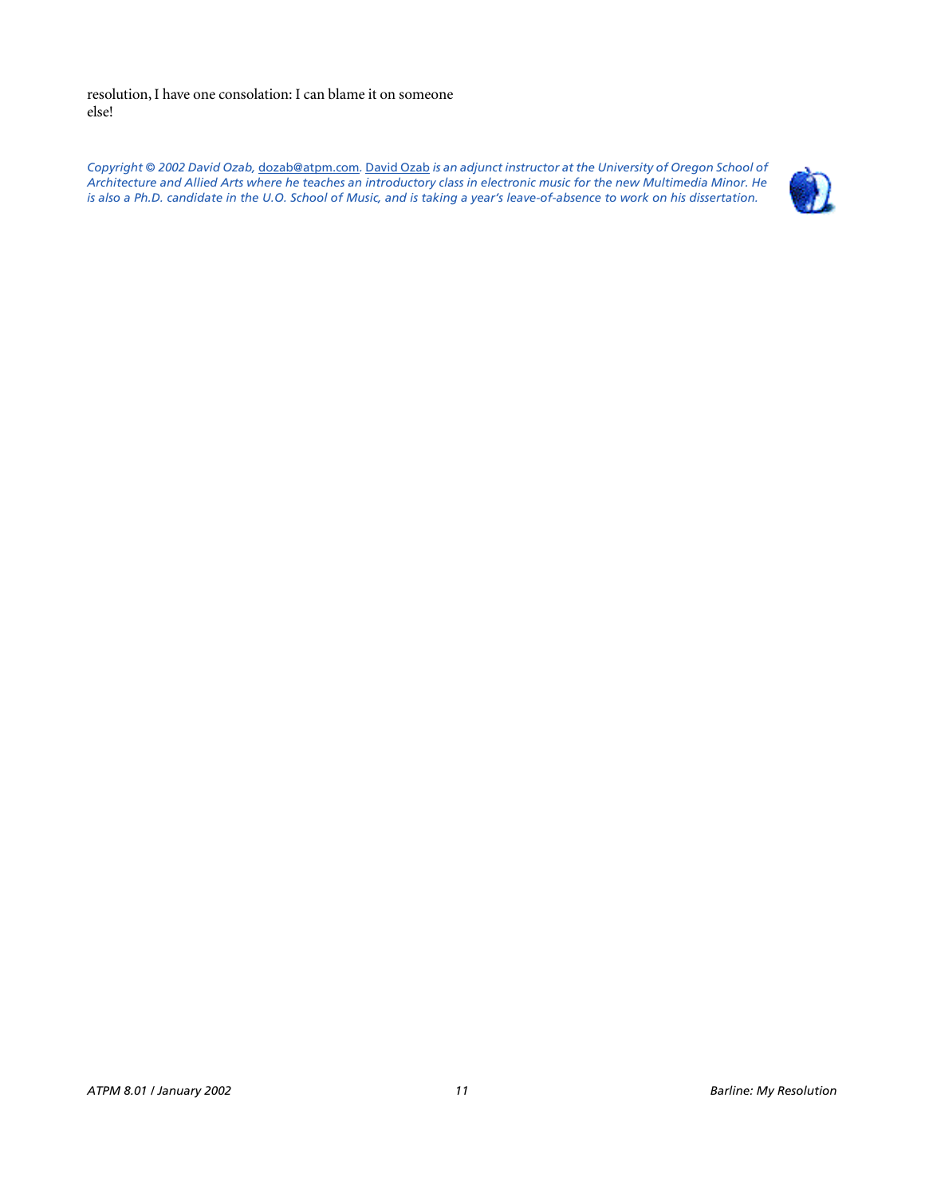resolution, I have one consolation: I can blame it on someone else!

*Copyright © 2002 David Ozab,* dozab@atpm.com*.* David Ozab *is an adjunct instructor at the University of Oregon School of Architecture and Allied Arts where he teaches an introductory class in electronic music for the new Multimedia Minor. He is also a Ph.D. candidate in the U.O. School of Music, and is taking a year's leave-of-absence to work on his dissertation.*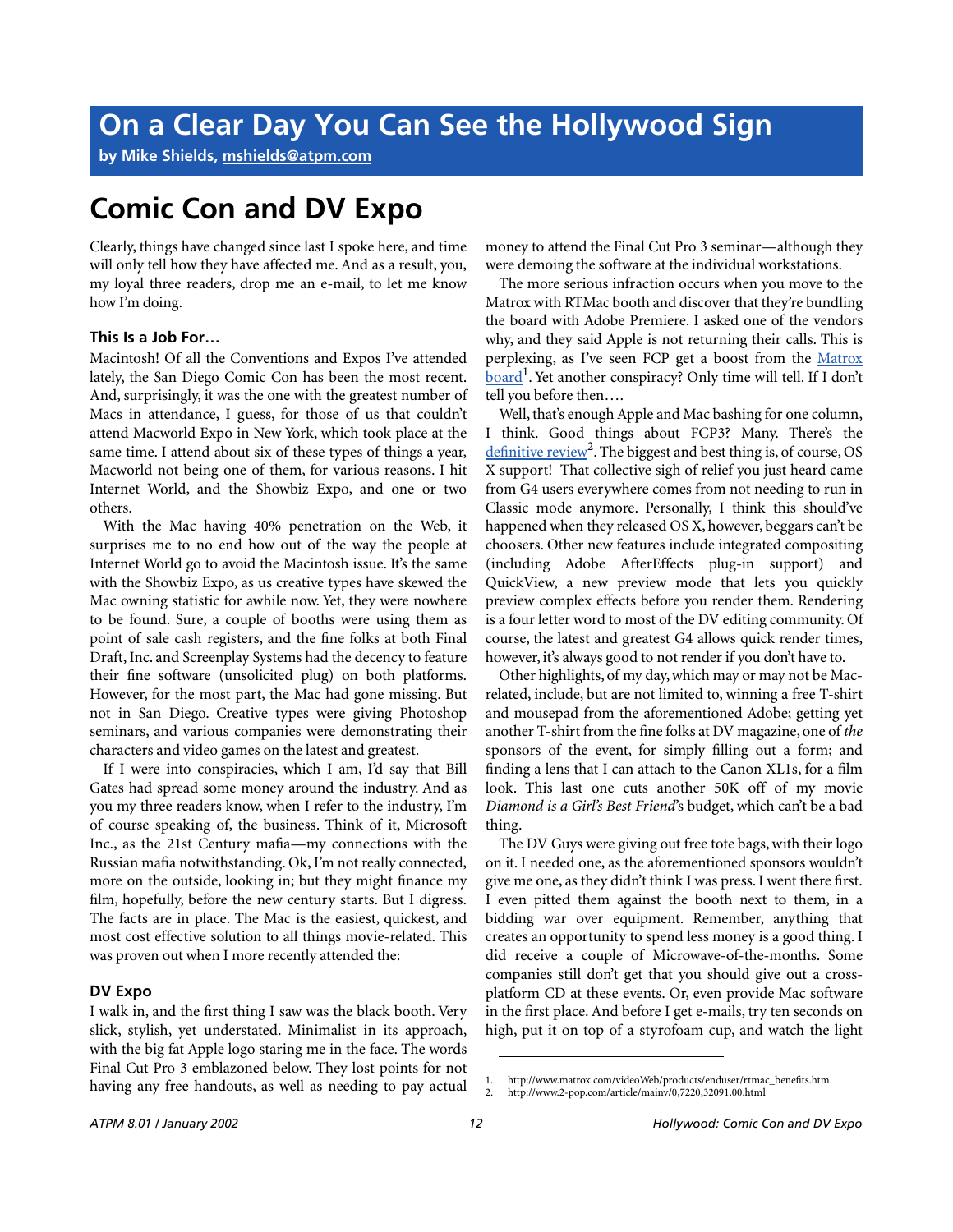# On a Clear Day You Can See the Hollywood Sign

**by Mike Shields, mshields@atpm.com**

## Comic Con and DV Expo

Clearly, things have changed since last I spoke here, and time will only tell how they have affected me. And as a result, you, my loyal three readers, drop me an e-mail, to let me know how I'm doing.

### This Is a Job For…

Macintosh! Of all the Conventions and Expos I've attended lately, the San Diego Comic Con has been the most recent. And, surprisingly, it was the one with the greatest number of Macs in attendance, I guess, for those of us that couldn't attend Macworld Expo in New York, which took place at the same time. I attend about six of these types of things a year, Macworld not being one of them, for various reasons. I hit Internet World, and the Showbiz Expo, and one or two others.

With the Mac having 40% penetration on the Web, it surprises me to no end how out of the way the people at Internet World go to avoid the Macintosh issue. It's the same with the Showbiz Expo, as us creative types have skewed the Mac owning statistic for awhile now. Yet, they were nowhere to be found. Sure, a couple of booths were using them as point of sale cash registers, and the fine folks at both Final Draft, Inc. and Screenplay Systems had the decency to feature their fine software (unsolicited plug) on both platforms. However, for the most part, the Mac had gone missing. But not in San Diego. Creative types were giving Photoshop seminars, and various companies were demonstrating their characters and video games on the latest and greatest.

If I were into conspiracies, which I am, I'd say that Bill Gates had spread some money around the industry. And as you my three readers know, when I refer to the industry, I'm of course speaking of, the business. Think of it, Microsoft Inc., as the 21st Century mafia—my connections with the Russian mafia notwithstanding. Ok, I'm not really connected, more on the outside, looking in; but they might finance my film, hopefully, before the new century starts. But I digress. The facts are in place. The Mac is the easiest, quickest, and most cost effective solution to all things movie-related. This was proven out when I more recently attended the:

### DV Expo

I walk in, and the first thing I saw was the black booth. Very slick, stylish, yet understated. Minimalist in its approach, with the big fat Apple logo staring me in the face. The words Final Cut Pro 3 emblazoned below. They lost points for not having any free handouts, as well as needing to pay actual money to attend the Final Cut Pro 3 seminar—although they were demoing the software at the individual workstations.

The more serious infraction occurs when you move to the Matrox with RTMac booth and discover that they're bundling the board with Adobe Premiere. I asked one of the vendors why, and they said Apple is not returning their calls. This is perplexing, as I've seen FCP get a boost from the Matrox board[1]. Yet another conspiracy? Only time will tell. If I don't tell you before then….

Well, that's enough Apple and Mac bashing for one column, I think. Good things about FCP3? Many. There's the definitive review[2]. The biggest and best thing is, of course, OS X support! That collective sigh of relief you just heard came from G4 users everywhere comes from not needing to run in Classic mode anymore. Personally, I think this should've happened when they released OS X, however, beggars can't be choosers. Other new features include integrated compositing (including Adobe AfterEffects plug-in support) and QuickView, a new preview mode that lets you quickly preview complex effects before you render them. Rendering is a four letter word to most of the DV editing community. Of course, the latest and greatest G4 allows quick render times, however, it's always good to not render if you don't have to.

Other highlights, of my day, which may or may not be Mac-related, include, but are not limited to, winning a free T-shirt and mousepad from the aforementioned Adobe; getting yet another T-shirt from the fine folks at DV magazine, one of *the* sponsors of the event, for simply filling out a form; and finding a lens that I can attach to the Canon XL1s, for a film look. This last one cuts another 50K off of my movie *Diamond is a Girl's Best Friend*'s budget, which can't be a bad thing.

The DV Guys were giving out free tote bags, with their logo on it. I needed one, as the aforementioned sponsors wouldn't give me one, as they didn't think I was press. I went there first. I even pitted them against the booth next to them, in a bidding war over equipment. Remember, anything that creates an opportunity to spend less money is a good thing. I did receive a couple of Microwave-of-the-months. Some companies still don't get that you should give out a cross-platform CD at these events. Or, even provide Mac software in the first place. And before I get e-mails, try ten seconds on high, put it on top of a styrofoam cup, and watch the light

---

1. http://www.matrox.com/videoWeb/products/enduser/rtmac_benefits.htm
2. http://www.2-pop.com/article/mainv/0,7220,32091,00.html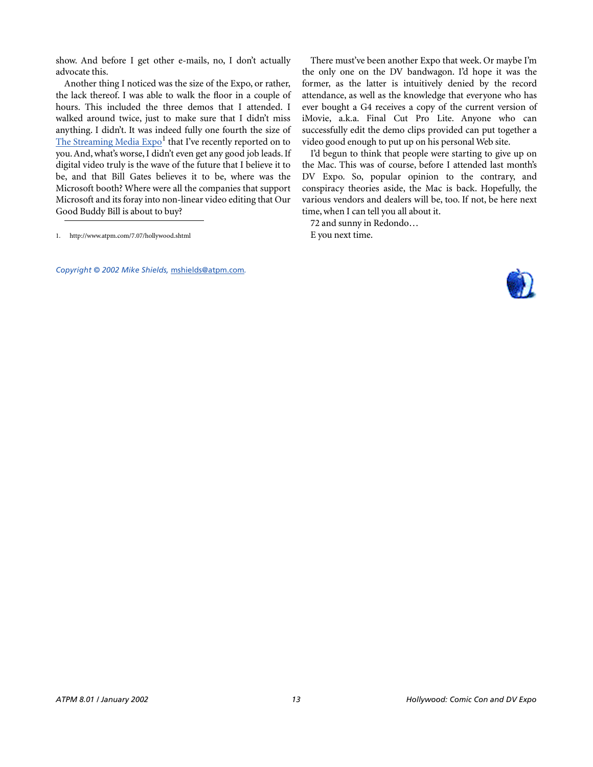show. And before I get other e-mails, no, I don't actually advocate this.

Another thing I noticed was the size of the Expo, or rather, the lack thereof. I was able to walk the floor in a couple of hours. This included the three demos that I attended. I walked around twice, just to make sure that I didn't miss anything. I didn't. It was indeed fully one fourth the size of The Streaming Media Expo[1] that I've recently reported on to you. And, what's worse, I didn't even get any good job leads. If digital video truly is the wave of the future that I believe it to be, and that Bill Gates believes it to be, where was the Microsoft booth? Where were all the companies that support Microsoft and its foray into non-linear video editing that Our Good Buddy Bill is about to buy?

1. http://www.atpm.com/7.07/hollywood.shtml

There must've been another Expo that week. Or maybe I'm the only one on the DV bandwagon. I'd hope it was the former, as the latter is intuitively denied by the record attendance, as well as the knowledge that everyone who has ever bought a G4 receives a copy of the current version of iMovie, a.k.a. Final Cut Pro Lite. Anyone who can successfully edit the demo clips provided can put together a video good enough to put up on his personal Web site.

I'd begun to think that people were starting to give up on the Mac. This was of course, before I attended last month's DV Expo. So, popular opinion to the contrary, and conspiracy theories aside, the Mac is back. Hopefully, the various vendors and dealers will be, too. If not, be here next time, when I can tell you all about it.

72 and sunny in Redondo…

E you next time.

*Copyright © 2002 Mike Shields, mshields@atpm.com.*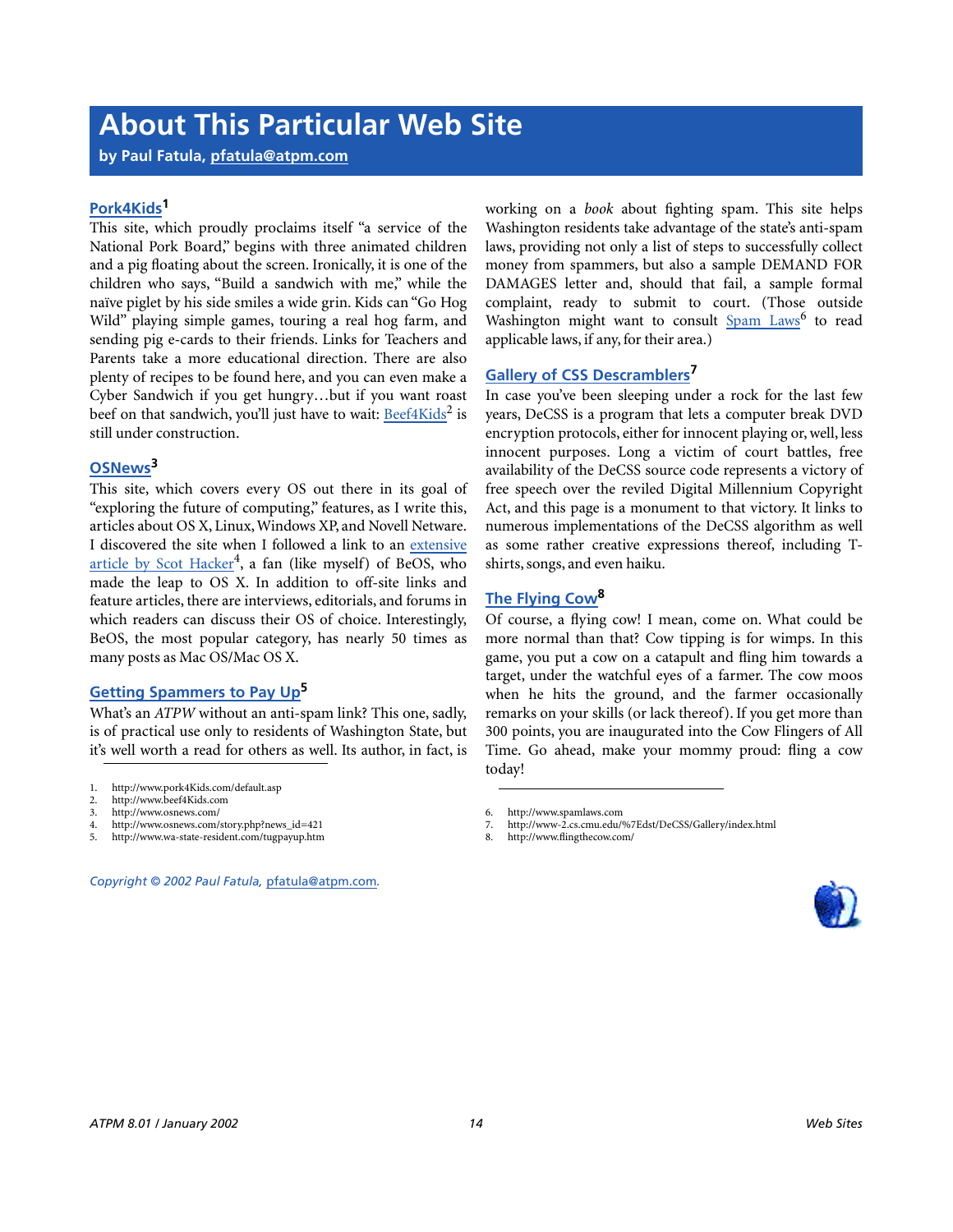# About This Particular Web Site

**by Paul Fatula, pfatula@atpm.com**

### Pork4Kids[1]

This site, which proudly proclaims itself "a service of the National Pork Board," begins with three animated children and a pig floating about the screen. Ironically, it is one of the children who says, "Build a sandwich with me," while the naïve piglet by his side smiles a wide grin. Kids can "Go Hog Wild" playing simple games, touring a real hog farm, and sending pig e-cards to their friends. Links for Teachers and Parents take a more educational direction. There are also plenty of recipes to be found here, and you can even make a Cyber Sandwich if you get hungry…but if you want roast beef on that sandwich, you'll just have to wait: Beef4Kids[2] is still under construction.

### OSNews[3]

This site, which covers every OS out there in its goal of "exploring the future of computing," features, as I write this, articles about OS X, Linux, Windows XP, and Novell Netware. I discovered the site when I followed a link to an extensive article by Scot Hacker[4], a fan (like myself) of BeOS, who made the leap to OS X. In addition to off-site links and feature articles, there are interviews, editorials, and forums in which readers can discuss their OS of choice. Interestingly, BeOS, the most popular category, has nearly 50 times as many posts as Mac OS/Mac OS X.

### Getting Spammers to Pay Up[5]

What's an *ATPW* without an anti-spam link? This one, sadly, is of practical use only to residents of Washington State, but it's well worth a read for others as well. Its author, in fact, is working on a *book* about fighting spam. This site helps Washington residents take advantage of the state's anti-spam laws, providing not only a list of steps to successfully collect money from spammers, but also a sample DEMAND FOR DAMAGES letter and, should that fail, a sample formal complaint, ready to submit to court. (Those outside Washington might want to consult Spam Laws[6] to read applicable laws, if any, for their area.)

### Gallery of CSS Descramblers[7]

In case you've been sleeping under a rock for the last few years, DeCSS is a program that lets a computer break DVD encryption protocols, either for innocent playing or, well, less innocent purposes. Long a victim of court battles, free availability of the DeCSS source code represents a victory of free speech over the reviled Digital Millennium Copyright Act, and this page is a monument to that victory. It links to numerous implementations of the DeCSS algorithm as well as some rather creative expressions thereof, including T-shirts, songs, and even haiku.

### The Flying Cow[8]

Of course, a flying cow! I mean, come on. What could be more normal than that? Cow tipping is for wimps. In this game, you put a cow on a catapult and fling him towards a target, under the watchful eyes of a farmer. The cow moos when he hits the ground, and the farmer occasionally remarks on your skills (or lack thereof). If you get more than 300 points, you are inaugurated into the Cow Flingers of All Time. Go ahead, make your mommy proud: fling a cow today!

---

1. http://www.pork4Kids.com/default.asp
2. http://www.beef4Kids.com
3. http://www.osnews.com/
4. http://www.osnews.com/story.php?news_id=421
5. http://www.wa-state-resident.com/tugpayup.htm
6. http://www.spamlaws.com
7. http://www-2.cs.cmu.edu/%7Edst/DeCSS/Gallery/index.html
8. http://www.flingthecow.com/

*Copyright © 2002 Paul Fatula, pfatula@atpm.com.*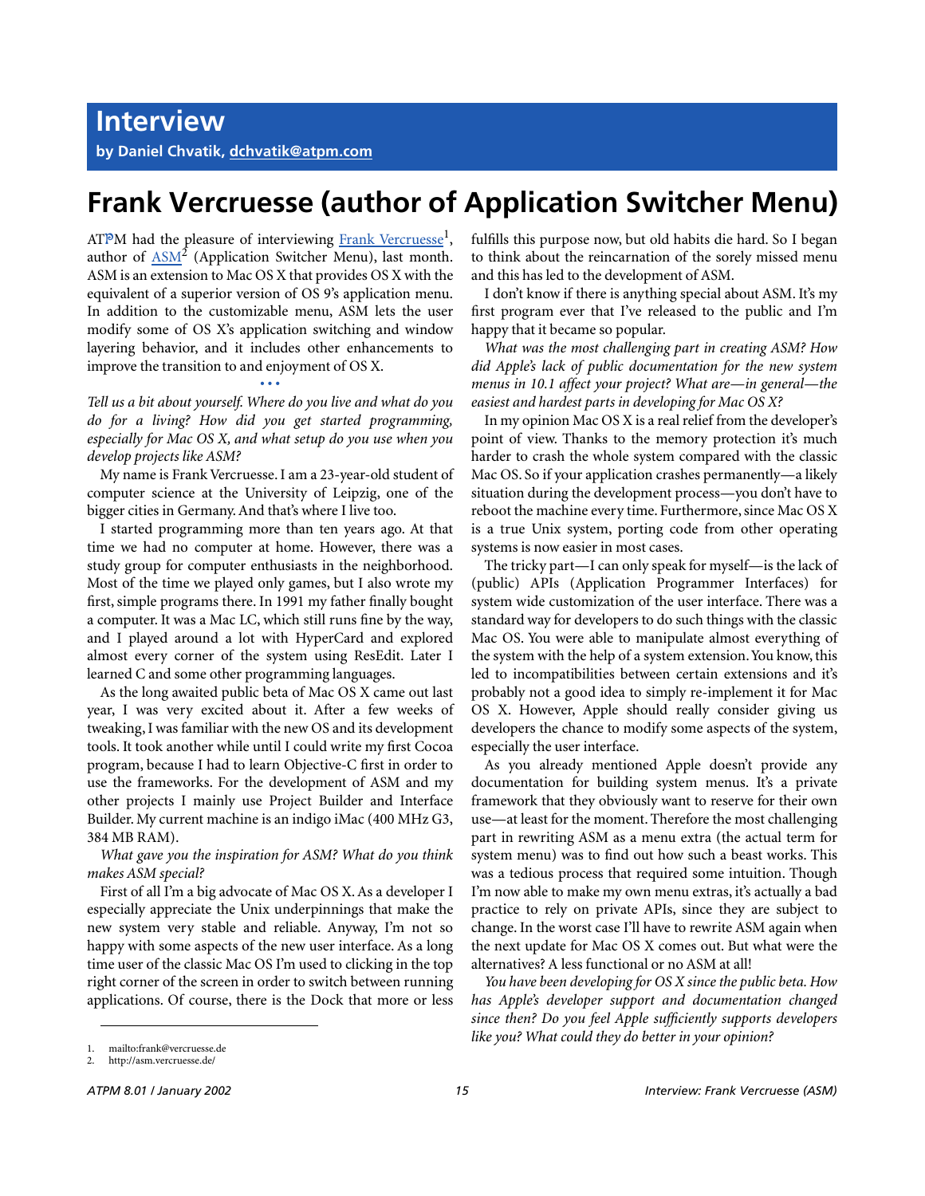# Interview

**by Daniel Chvatik, dchvatik@atpm.com**

## Frank Vercruesse (author of Application Switcher Menu)

ATPM had the pleasure of interviewing Frank Vercruesse[1], author of ASM[2] (Application Switcher Menu), last month. ASM is an extension to Mac OS X that provides OS X with the equivalent of a superior version of OS 9's application menu. In addition to the customizable menu, ASM lets the user modify some of OS X's application switching and window layering behavior, and it includes other enhancements to improve the transition to and enjoyment of OS X.

• • •

*Tell us a bit about yourself. Where do you live and what do you do for a living? How did you get started programming, especially for Mac OS X, and what setup do you use when you develop projects like ASM?*

My name is Frank Vercruesse. I am a 23-year-old student of computer science at the University of Leipzig, one of the bigger cities in Germany. And that's where I live too.

I started programming more than ten years ago. At that time we had no computer at home. However, there was a study group for computer enthusiasts in the neighborhood. Most of the time we played only games, but I also wrote my first, simple programs there. In 1991 my father finally bought a computer. It was a Mac LC, which still runs fine by the way, and I played around a lot with HyperCard and explored almost every corner of the system using ResEdit. Later I learned C and some other programming languages.

As the long awaited public beta of Mac OS X came out last year, I was very excited about it. After a few weeks of tweaking, I was familiar with the new OS and its development tools. It took another while until I could write my first Cocoa program, because I had to learn Objective-C first in order to use the frameworks. For the development of ASM and my other projects I mainly use Project Builder and Interface Builder. My current machine is an indigo iMac (400 MHz G3, 384 MB RAM).

*What gave you the inspiration for ASM? What do you think makes ASM special?*

First of all I'm a big advocate of Mac OS X. As a developer I especially appreciate the Unix underpinnings that make the new system very stable and reliable. Anyway, I'm not so happy with some aspects of the new user interface. As a long time user of the classic Mac OS I'm used to clicking in the top right corner of the screen in order to switch between running applications. Of course, there is the Dock that more or less fulfills this purpose now, but old habits die hard. So I began to think about the reincarnation of the sorely missed menu and this has led to the development of ASM.

I don't know if there is anything special about ASM. It's my first program ever that I've released to the public and I'm happy that it became so popular.

*What was the most challenging part in creating ASM? How did Apple's lack of public documentation for the new system menus in 10.1 affect your project? What are—in general—the easiest and hardest parts in developing for Mac OS X?*

In my opinion Mac OS X is a real relief from the developer's point of view. Thanks to the memory protection it's much harder to crash the whole system compared with the classic Mac OS. So if your application crashes permanently—a likely situation during the development process—you don't have to reboot the machine every time. Furthermore, since Mac OS X is a true Unix system, porting code from other operating systems is now easier in most cases.

The tricky part—I can only speak for myself—is the lack of (public) APIs (Application Programmer Interfaces) for system wide customization of the user interface. There was a standard way for developers to do such things with the classic Mac OS. You were able to manipulate almost everything of the system with the help of a system extension. You know, this led to incompatibilities between certain extensions and it's probably not a good idea to simply re-implement it for Mac OS X. However, Apple should really consider giving us developers the chance to modify some aspects of the system, especially the user interface.

As you already mentioned Apple doesn't provide any documentation for building system menus. It's a private framework that they obviously want to reserve for their own use—at least for the moment. Therefore the most challenging part in rewriting ASM as a menu extra (the actual term for system menu) was to find out how such a beast works. Though was a tedious process that required some intuition. Though I'm now able to make my own menu extras, it's actually a bad practice to rely on private APIs, since they are subject to change. In the worst case I'll have to rewrite ASM again when the next update for Mac OS X comes out. But what were the alternatives? A less functional or no ASM at all!

*You have been developing for OS X since the public beta. How has Apple's developer support and documentation changed since then? Do you feel Apple sufficiently supports developers like you? What could they do better in your opinion?*

---

1. mailto:frank@vercruesse.de
2. http://asm.vercruesse.de/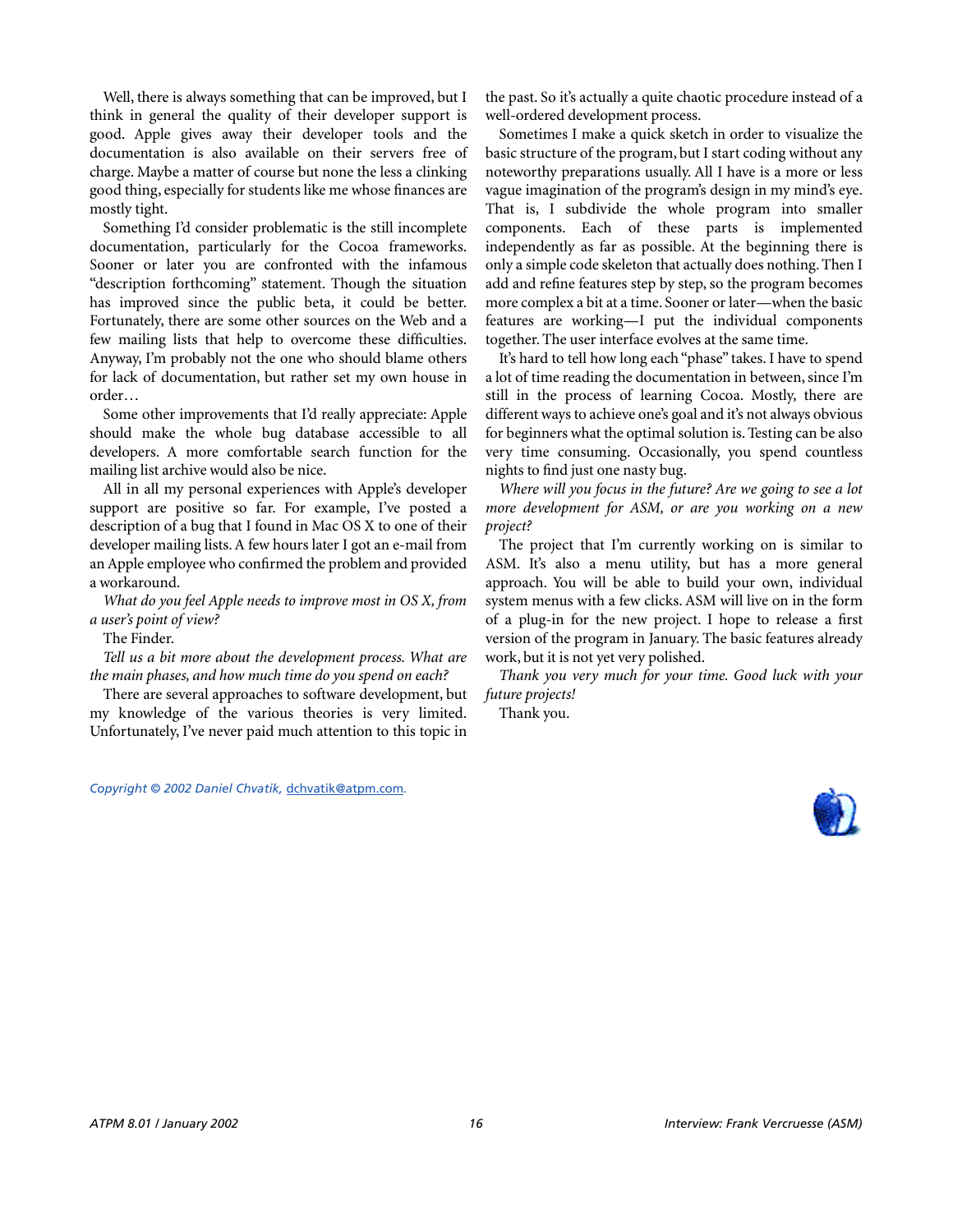Well, there is always something that can be improved, but I think in general the quality of their developer support is good. Apple gives away their developer tools and the documentation is also available on their servers free of charge. Maybe a matter of course but none the less a clinking good thing, especially for students like me whose finances are mostly tight.

Something I'd consider problematic is the still incomplete documentation, particularly for the Cocoa frameworks. Sooner or later you are confronted with the infamous "description forthcoming" statement. Though the situation has improved since the public beta, it could be better. Fortunately, there are some other sources on the Web and a few mailing lists that help to overcome these difficulties. Anyway, I'm probably not the one who should blame others for lack of documentation, but rather set my own house in order…

Some other improvements that I'd really appreciate: Apple should make the whole bug database accessible to all developers. A more comfortable search function for the mailing list archive would also be nice.

All in all my personal experiences with Apple's developer support are positive so far. For example, I've posted a description of a bug that I found in Mac OS X to one of their developer mailing lists. A few hours later I got an e-mail from an Apple employee who confirmed the problem and provided a workaround.

*What do you feel Apple needs to improve most in OS X, from a user's point of view?*

The Finder.

*Tell us a bit more about the development process. What are the main phases, and how much time do you spend on each?*

There are several approaches to software development, but my knowledge of the various theories is very limited. Unfortunately, I've never paid much attention to this topic in the past. So it's actually a quite chaotic procedure instead of a well-ordered development process.

Sometimes I make a quick sketch in order to visualize the basic structure of the program, but I start coding without any noteworthy preparations usually. All I have is a more or less vague imagination of the program's design in my mind's eye. That is, I subdivide the whole program into smaller components. Each of these parts is implemented independently as far as possible. At the beginning there is only a simple code skeleton that actually does nothing. Then I add and refine features step by step, so the program becomes more complex a bit at a time. Sooner or later—when the basic features are working—I put the individual components together. The user interface evolves at the same time.

It's hard to tell how long each "phase" takes. I have to spend a lot of time reading the documentation in between, since I'm still in the process of learning Cocoa. Mostly, there are different ways to achieve one's goal and it's not always obvious for beginners what the optimal solution is. Testing can be also very time consuming. Occasionally, you spend countless nights to find just one nasty bug.

*Where will you focus in the future? Are we going to see a lot more development for ASM, or are you working on a new project?*

The project that I'm currently working on is similar to ASM. It's also a menu utility, but has a more general approach. You will be able to build your own, individual system menus with a few clicks. ASM will live on in the form of a plug-in for the new project. I hope to release a first version of the program in January. The basic features already work, but it is not yet very polished.

*Thank you very much for your time. Good luck with your future projects!*

Thank you.

*Copyright © 2002 Daniel Chvatik,* dchvatik@atpm.com.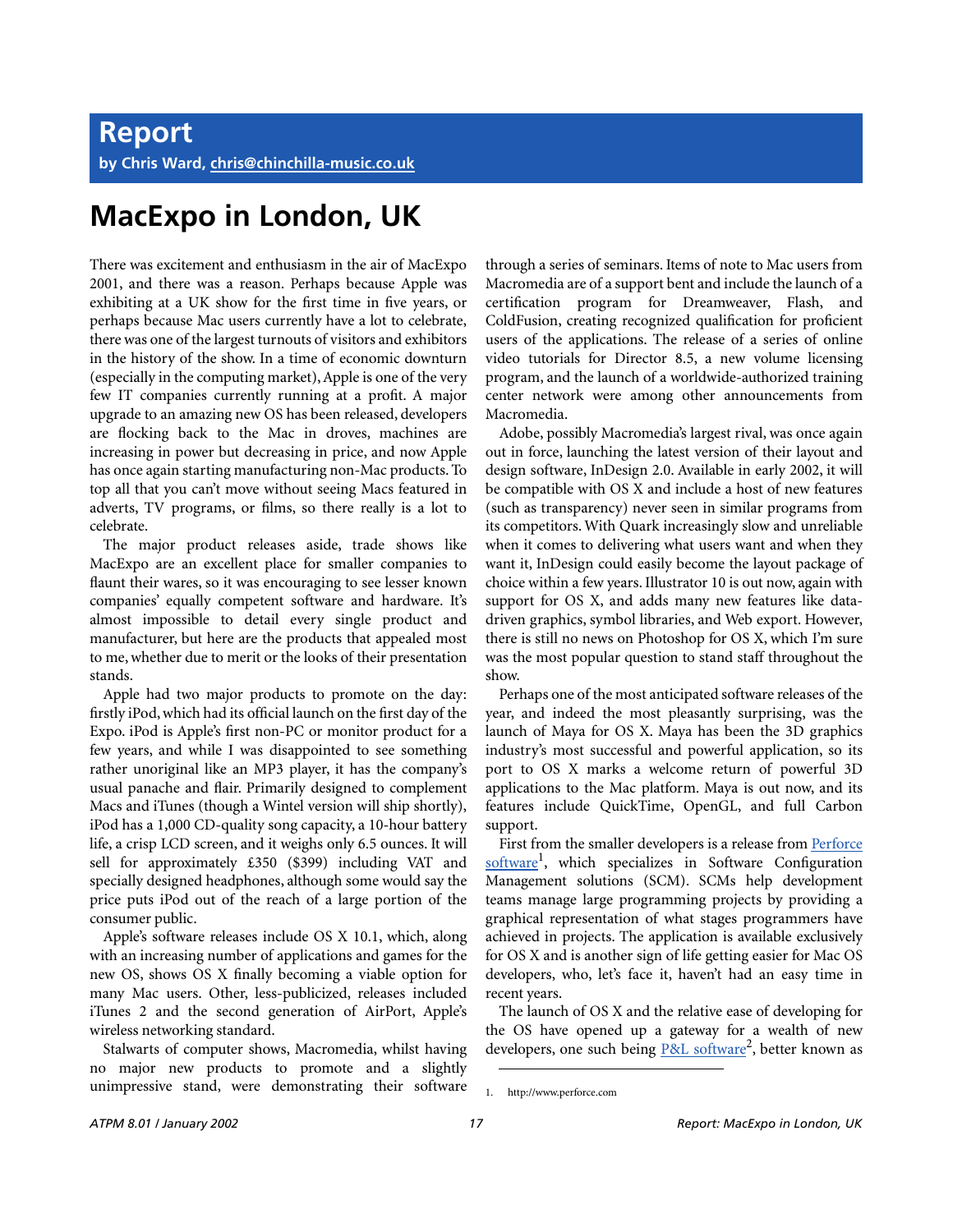# Report

**by Chris Ward, chris@chinchilla-music.co.uk**

# MacExpo in London, UK

There was excitement and enthusiasm in the air of MacExpo 2001, and there was a reason. Perhaps because Apple was exhibiting at a UK show for the first time in five years, or perhaps because Mac users currently have a lot to celebrate, there was one of the largest turnouts of visitors and exhibitors in the history of the show. In a time of economic downturn (especially in the computing market), Apple is one of the very few IT companies currently running at a profit. A major upgrade to an amazing new OS has been released, developers are flocking back to the Mac in droves, machines are increasing in power but decreasing in price, and now Apple has once again starting manufacturing non-Mac products. To top all that you can't move without seeing Macs featured in adverts, TV programs, or films, so there really is a lot to celebrate.

The major product releases aside, trade shows like MacExpo are an excellent place for smaller companies to flaunt their wares, so it was encouraging to see lesser known companies' equally competent software and hardware. It's almost impossible to detail every single product and manufacturer, but here are the products that appealed most to me, whether due to merit or the looks of their presentation stands.

Apple had two major products to promote on the day: firstly iPod, which had its official launch on the first day of the Expo. iPod is Apple's first non-PC or monitor product for a few years, and while I was disappointed to see something rather unoriginal like an MP3 player, it has the company's usual panache and flair. Primarily designed to complement Macs and iTunes (though a Wintel version will ship shortly), iPod has a 1,000 CD-quality song capacity, a 10-hour battery life, a crisp LCD screen, and it weighs only 6.5 ounces. It will sell for approximately £350 ($399) including VAT and specially designed headphones, although some would say the price puts iPod out of the reach of a large portion of the consumer public.

Apple's software releases include OS X 10.1, which, along with an increasing number of applications and games for the new OS, shows OS X finally becoming a viable option for many Mac users. Other, less-publicized, releases included iTunes 2 and the second generation of AirPort, Apple's wireless networking standard.

Stalwarts of computer shows, Macromedia, whilst having no major new products to promote and a slightly unimpressive stand, were demonstrating their software through a series of seminars. Items of note to Mac users from Macromedia are of a support bent and include the launch of a certification program for Dreamweaver, Flash, and ColdFusion, creating recognized qualification for proficient users of the applications. The release of a series of online video tutorials for Director 8.5, a new volume licensing program, and the launch of a worldwide-authorized training center network were among other announcements from Macromedia.

Adobe, possibly Macromedia's largest rival, was once again out in force, launching the latest version of their layout and design software, InDesign 2.0. Available in early 2002, it will be compatible with OS X and include a host of new features (such as transparency) never seen in similar programs from its competitors. With Quark increasingly slow and unreliable when it comes to delivering what users want and when they want it, InDesign could easily become the layout package of choice within a few years. Illustrator 10 is out now, again with support for OS X, and adds many new features like data-driven graphics, symbol libraries, and Web export. However, there is still no news on Photoshop for OS X, which I'm sure was the most popular question to stand staff throughout the show.

Perhaps one of the most anticipated software releases of the year, and indeed the most pleasantly surprising, was the launch of Maya for OS X. Maya has been the 3D graphics industry's most successful and powerful application, so its port to OS X marks a welcome return of powerful 3D applications to the Mac platform. Maya is out now, and its features include QuickTime, OpenGL, and full Carbon support.

First from the smaller developers is a release from Perforce software[1], which specializes in Software Configuration Management solutions (SCM). SCMs help development teams manage large programming projects by providing a graphical representation of what stages programmers have achieved in projects. The application is available exclusively for OS X and is another sign of life getting easier for Mac OS developers, who, let's face it, haven't had an easy time in recent years.

The launch of OS X and the relative ease of developing for the OS have opened up a gateway for a wealth of new developers, one such being P&L software[2], better known as

1. http://www.perforce.com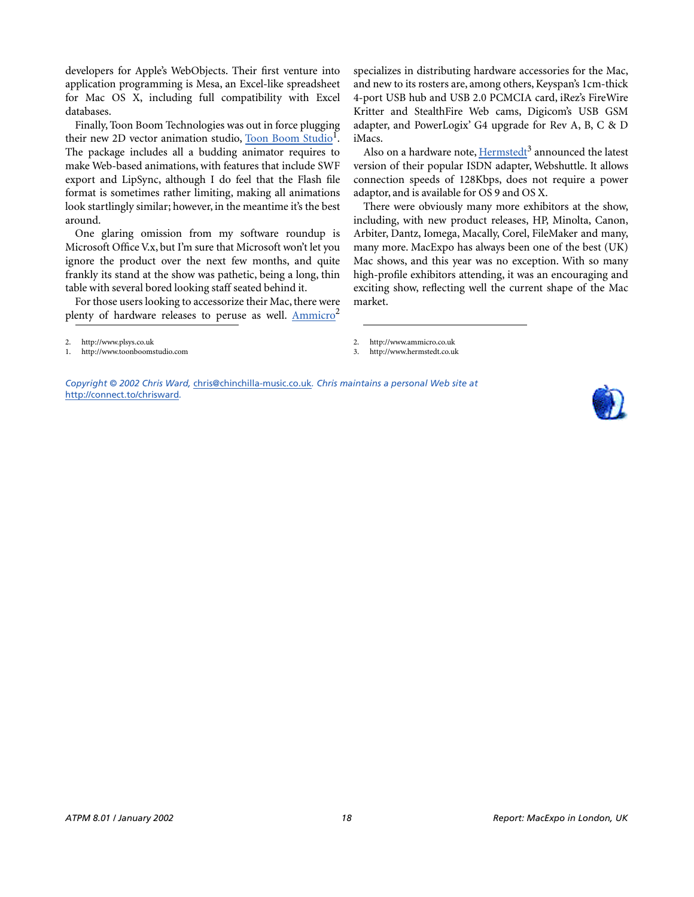developers for Apple's WebObjects. Their first venture into application programming is Mesa, an Excel-like spreadsheet for Mac OS X, including full compatibility with Excel databases.

Finally, Toon Boom Technologies was out in force plugging their new 2D vector animation studio, Toon Boom Studio[1]. The package includes all a budding animator requires to make Web-based animations, with features that include SWF export and LipSync, although I do feel that the Flash file format is sometimes rather limiting, making all animations look startlingly similar; however, in the meantime it's the best around.

One glaring omission from my software roundup is Microsoft Office V.x, but I'm sure that Microsoft won't let you ignore the product over the next few months, and quite frankly its stand at the show was pathetic, being a long, thin table with several bored looking staff seated behind it.

For those users looking to accessorize their Mac, there were plenty of hardware releases to peruse as well. Ammicro[2] specializes in distributing hardware accessories for the Mac, and new to its rosters are, among others, Keyspan's 1cm-thick 4-port USB hub and USB 2.0 PCMCIA card, iRez's FireWire Kritter and StealthFire Web cams, Digicom's USB GSM adapter, and PowerLogix' G4 upgrade for Rev A, B, C & D iMacs.

Also on a hardware note, Hermstedt[3] announced the latest version of their popular ISDN adapter, Webshuttle. It allows connection speeds of 128Kbps, does not require a power adaptor, and is available for OS 9 and OS X.

There were obviously many more exhibitors at the show, including, with new product releases, HP, Minolta, Canon, Arbiter, Dantz, Iomega, Macally, Corel, FileMaker and many, many more. MacExpo has always been one of the best (UK) Mac shows, and this year was no exception. With so many high-profile exhibitors attending, it was an encouraging and exciting show, reflecting well the current shape of the Mac market.

---

2. http://www.plsys.co.uk
1. http://www.toonboomstudio.com
2. http://www.ammicro.co.uk
3. http://www.hermstedt.co.uk

*Copyright © 2002 Chris Ward,* chris@chinchilla-music.co.uk*. Chris maintains a personal Web site at* http://connect.to/chrisward.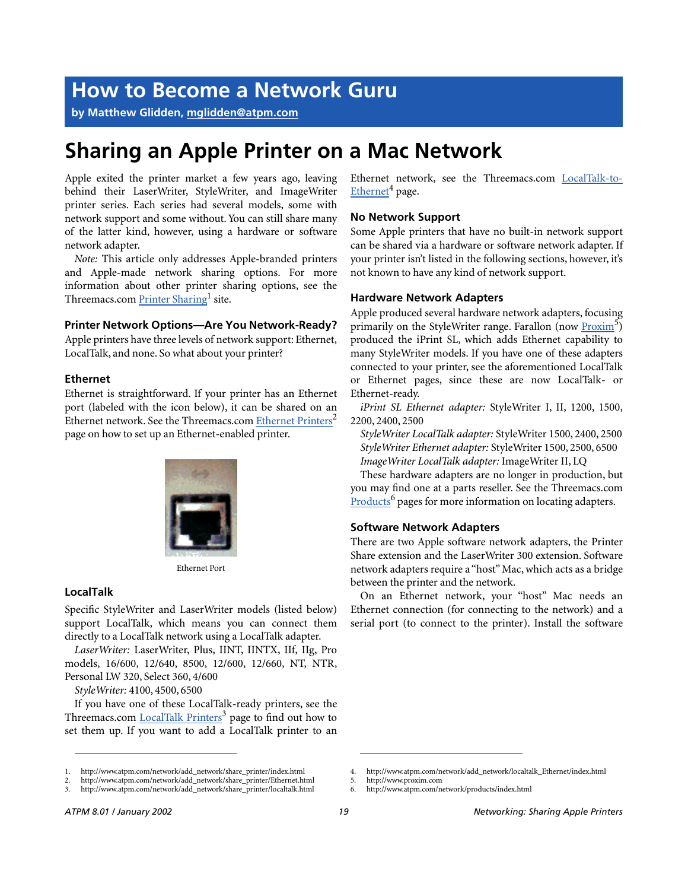# How to Become a Network Guru

**by Matthew Glidden, mglidden@atpm.com**

## Sharing an Apple Printer on a Mac Network

Apple exited the printer market a few years ago, leaving behind their LaserWriter, StyleWriter, and ImageWriter printer series. Each series had several models, some with network support and some without. You can still share many of the latter kind, however, using a hardware or software network adapter.

*Note:* This article only addresses Apple-branded printers and Apple-made network sharing options. For more information about other printer sharing options, see the Threemacs.com Printer Sharing[1] site.

### Printer Network Options—Are You Network-Ready?

Apple printers have three levels of network support: Ethernet, LocalTalk, and none. So what about your printer?

### Ethernet

Ethernet is straightforward. If your printer has an Ethernet port (labeled with the icon below), it can be shared on an Ethernet network. See the Threemacs.com Ethernet Printers[2] page on how to set up an Ethernet-enabled printer.

Ethernet Port

### LocalTalk

Specific StyleWriter and LaserWriter models (listed below) support LocalTalk, which means you can connect them directly to a LocalTalk network using a LocalTalk adapter.

*LaserWriter:* LaserWriter, Plus, IINT, IINTX, IIf, IIg, Pro models, 16/600, 12/640, 8500, 12/600, 12/660, NT, NTR, Personal LW 320, Select 360, 4/600

*StyleWriter:* 4100, 4500, 6500

If you have one of these LocalTalk-ready printers, see the Threemacs.com LocalTalk Printers[3] page to find out how to set them up. If you want to add a LocalTalk printer to an Ethernet network, see the Threemacs.com LocalTalk-to-Ethernet[4] page.

### No Network Support

Some Apple printers that have no built-in network support can be shared via a hardware or software network adapter. If your printer isn't listed in the following sections, however, it's not known to have any kind of network support.

### Hardware Network Adapters

Apple produced several hardware network adapters, focusing primarily on the StyleWriter range. Farallon (now Proxim[5]) produced the iPrint SL, which adds Ethernet capability to many StyleWriter models. If you have one of these adapters connected to your printer, see the aforementioned LocalTalk or Ethernet pages, since these are now LocalTalk- or Ethernet-ready.

*iPrint SL Ethernet adapter:* StyleWriter I, II, 1200, 1500, 2200, 2400, 2500

*StyleWriter LocalTalk adapter:* StyleWriter 1500, 2400, 2500

*StyleWriter Ethernet adapter:* StyleWriter 1500, 2500, 6500

*ImageWriter LocalTalk adapter:* ImageWriter II, LQ

These hardware adapters are no longer in production, but you may find one at a parts reseller. See the Threemacs.com Products[6] pages for more information on locating adapters.

### Software Network Adapters

There are two Apple software network adapters, the Printer Share extension and the LaserWriter 300 extension. Software network adapters require a "host" Mac, which acts as a bridge between the printer and the network.

On an Ethernet network, your "host" Mac needs an Ethernet connection (for connecting to the network) and a serial port (to connect to the printer). Install the software

---

1. http://www.atpm.com/network/add_network/share_printer/index.html
2. http://www.atpm.com/network/add_network/share_printer/Ethernet.html
3. http://www.atpm.com/network/add_network/share_printer/localtalk.html
4. http://www.atpm.com/network/add_network/localtalk_Ethernet/index.html
5. http://www.proxim.com
6. http://www.atpm.com/network/products/index.html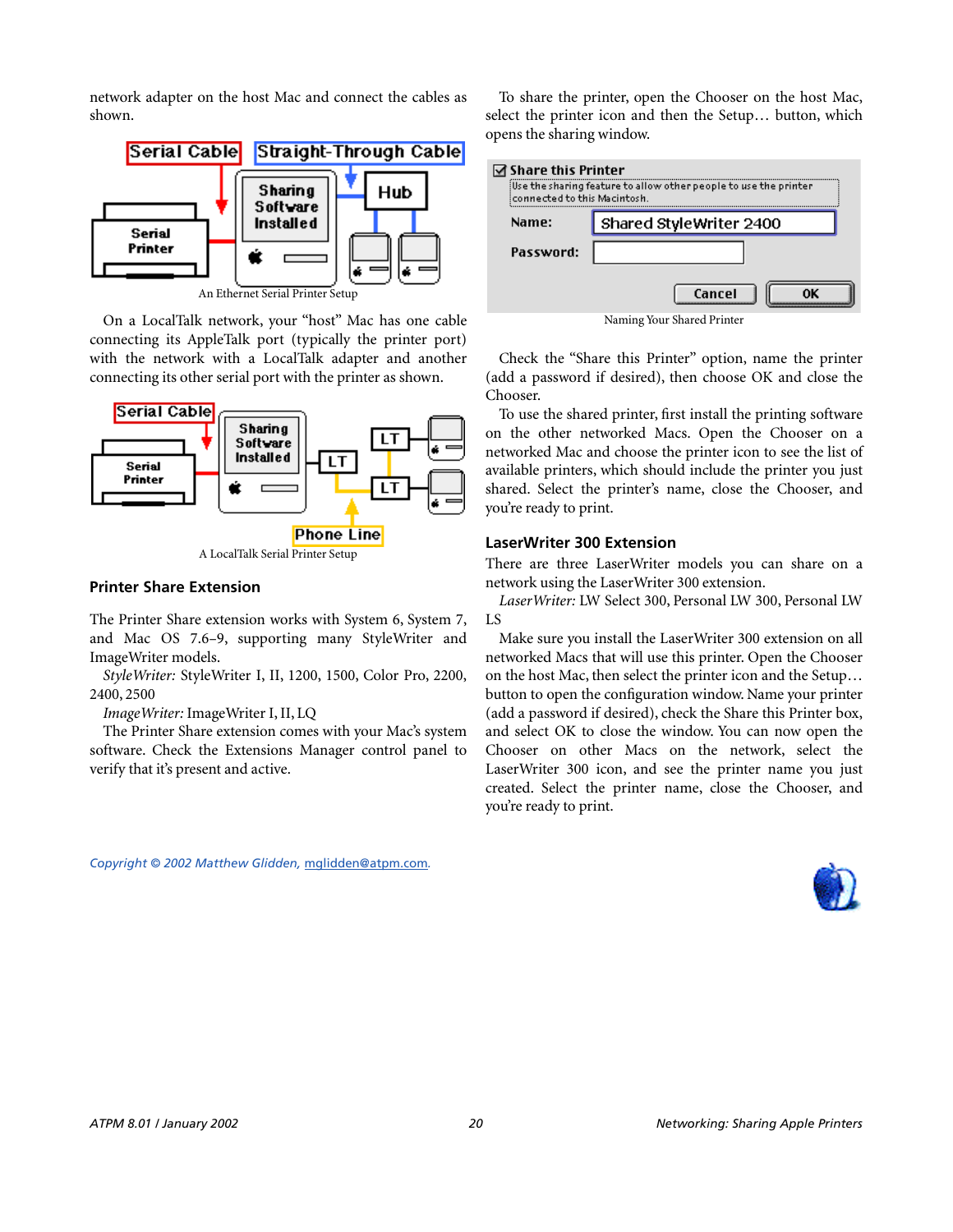network adapter on the host Mac and connect the cables as shown.

An Ethernet Serial Printer Setup

On a LocalTalk network, your "host" Mac has one cable connecting its AppleTalk port (typically the printer port) with the network with a LocalTalk adapter and another connecting its other serial port with the printer as shown.

A LocalTalk Serial Printer Setup

### Printer Share Extension

The Printer Share extension works with System 6, System 7, and Mac OS 7.6–9, supporting many StyleWriter and ImageWriter models.

*StyleWriter:* StyleWriter I, II, 1200, 1500, Color Pro, 2200, 2400, 2500

*ImageWriter:* ImageWriter I, II, LQ

The Printer Share extension comes with your Mac's system software. Check the Extensions Manager control panel to verify that it's present and active.

To share the printer, open the Chooser on the host Mac, select the printer icon and then the Setup… button, which opens the sharing window.

Naming Your Shared Printer

Check the "Share this Printer" option, name the printer (add a password if desired), then choose OK and close the Chooser.

To use the shared printer, first install the printing software on the other networked Macs. Open the Chooser on a networked Mac and choose the printer icon to see the list of available printers, which should include the printer you just shared. Select the printer's name, close the Chooser, and you're ready to print.

### LaserWriter 300 Extension

There are three LaserWriter models you can share on a network using the LaserWriter 300 extension.

*LaserWriter:* LW Select 300, Personal LW 300, Personal LW LS

Make sure you install the LaserWriter 300 extension on all networked Macs that will use this printer. Open the Chooser on the host Mac, then select the printer icon and the Setup… button to open the configuration window. Name your printer (add a password if desired), check the Share this Printer box, and select OK to close the window. You can now open the Chooser on other Macs on the network, select the LaserWriter 300 icon, and see the printer name you just created. Select the printer name, close the Chooser, and you're ready to print.

*Copyright © 2002 Matthew Glidden, mglidden@atpm.com.*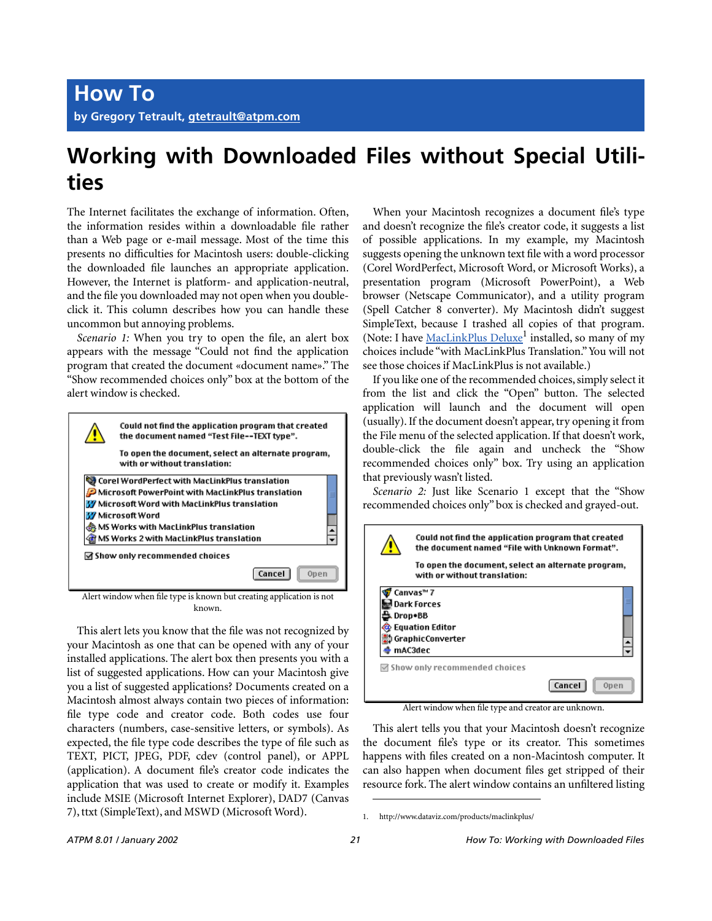# How To

**by Gregory Tetrault, gtetrault@atpm.com**

## Working with Downloaded Files without Special Utilities

The Internet facilitates the exchange of information. Often, the information resides within a downloadable file rather than a Web page or e-mail message. Most of the time this presents no difficulties for Macintosh users: double-clicking the downloaded file launches an appropriate application. However, the Internet is platform- and application-neutral, and the file you downloaded may not open when you double-click it. This column describes how you can handle these uncommon but annoying problems.

*Scenario 1:* When you try to open the file, an alert box appears with the message “Could not find the application program that created the document «document name».” The “Show recommended choices only” box at the bottom of the alert window is checked.

Could not find the application program that created the document named “Test File--TEXT type”.

To open the document, select an alternate program, with or without translation:

- Corel WordPerfect with MacLinkPlus translation
- Microsoft PowerPoint with MacLinkPlus translation
- Microsoft Word with MacLinkPlus translation
- Microsoft Word
- MS Works with MacLinkPlus translation
- MS Works 2 with MacLinkPlus translation

Show only recommended choices

Cancel  Open

Alert window when file type is known but creating application is not known.

This alert lets you know that the file was not recognized by your Macintosh as one that can be opened with any of your installed applications. The alert box then presents you with a list of suggested applications. How can your Macintosh give you a list of suggested applications? Documents created on a Macintosh almost always contain two pieces of information: file type code and creator code. Both codes use four characters (numbers, case-sensitive letters, or symbols). As expected, the file type code describes the type of file such as TEXT, PICT, JPEG, PDF, cdev (control panel), or APPL (application). A document file’s creator code indicates the application that was used to create or modify it. Examples include MSIE (Microsoft Internet Explorer), DAD7 (Canvas 7), ttxt (SimpleText), and MSWD (Microsoft Word).

When your Macintosh recognizes a document file’s type and doesn’t recognize the file’s creator code, it suggests a list of possible applications. In my example, my Macintosh suggests opening the unknown text file with a word processor (Corel WordPerfect, Microsoft Word, or Microsoft Works), a presentation program (Microsoft PowerPoint), a Web browser (Netscape Communicator), and a utility program (Spell Catcher 8 converter). My Macintosh didn’t suggest SimpleText, because I trashed all copies of that program. (Note: I have MacLinkPlus Deluxe[1] installed, so many of my choices include “with MacLinkPlus Translation.” You will not see those choices if MacLinkPlus is not available.)

If you like one of the recommended choices, simply select it from the list and click the “Open” button. The selected application will launch and the document will open (usually). If the document doesn’t appear, try opening it from the File menu of the selected application. If that doesn’t work, double-click the file again and uncheck the “Show recommended choices only” box. Try using an application that previously wasn’t listed.

*Scenario 2:* Just like Scenario 1 except that the “Show recommended choices only” box is checked and grayed-out.

Could not find the application program that created the document named “File with Unknown Format”.

To open the document, select an alternate program, with or without translation:

- Canvas™ 7
- Dark Forces
- Drop•BB
- Equation Editor
- GraphicConverter
- mAC3dec

Show only recommended choices

Cancel  Open

Alert window when file type and creator are unknown.

This alert tells you that your Macintosh doesn’t recognize the document file’s type or its creator. This sometimes happens with files created on a non-Macintosh computer. It can also happen when document files get stripped of their resource fork. The alert window contains an unfiltered listing

1. http://www.dataviz.com/products/maclinkplus/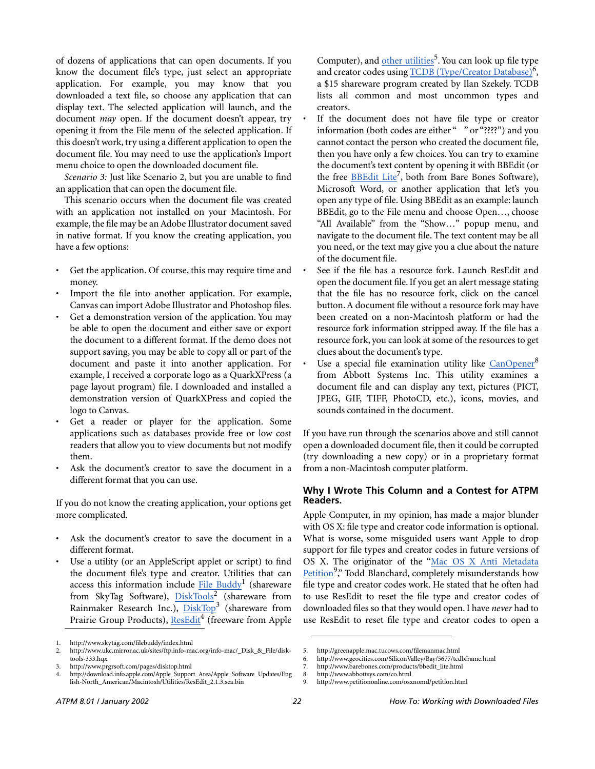of dozens of applications that can open documents. If you know the document file's type, just select an appropriate application. For example, you may know that you downloaded a text file, so choose any application that can display text. The selected application will launch, and the document *may* open. If the document doesn't appear, try opening it from the File menu of the selected application. If this doesn't work, try using a different application to open the document file. You may need to use the application's Import menu choice to open the downloaded document file.

*Scenario 3:* Just like Scenario 2, but you are unable to find an application that can open the document file.

This scenario occurs when the document file was created with an application not installed on your Macintosh. For example, the file may be an Adobe Illustrator document saved in native format. If you know the creating application, you have a few options:

- Get the application. Of course, this may require time and money.
- Import the file into another application. For example, Canvas can import Adobe Illustrator and Photoshop files.
- Get a demonstration version of the application. You may be able to open the document and either save or export the document to a different format. If the demo does not support saving, you may be able to copy all or part of the document and paste it into another application. For example, I received a corporate logo as a QuarkXPress (a page layout program) file. I downloaded and installed a demonstration version of QuarkXPress and copied the logo to Canvas.
- Get a reader or player for the application. Some applications such as databases provide free or low cost readers that allow you to view documents but not modify them.
- Ask the document's creator to save the document in a different format that you can use.

If you do not know the creating application, your options get more complicated.

- Ask the document's creator to save the document in a different format.
- Use a utility (or an AppleScript applet or script) to find the document file's type and creator. Utilities that can access this information include File Buddy[1] (shareware from SkyTag Software), DiskTools[2] (shareware from Rainmaker Research Inc.), DiskTop[3] (shareware from Prairie Group Products), ResEdit[4] (freeware from Apple Computer), and other utilities[5]. You can look up file type and creator codes using TCDB (Type/Creator Database)[6], a $15 shareware program created by Ilan Szekely. TCDB lists all common and most uncommon types and creators.
- If the document does not have file type or creator information (both codes are either "    " or "????") and you cannot contact the person who created the document file, then you have only a few choices. You can try to examine the document's text content by opening it with BBEdit (or the free BBEdit Lite[7], both from Bare Bones Software), Microsoft Word, or another application that let's you open any type of file. Using BBEdit as an example: launch BBEdit, go to the File menu and choose Open…, choose "All Available" from the "Show…" popup menu, and navigate to the document file. The text content may be all you need, or the text may give you a clue about the nature of the document file.
- See if the file has a resource fork. Launch ResEdit and open the document file. If you get an alert message stating that the file has no resource fork, click on the cancel button. A document file without a resource fork may have been created on a non-Macintosh platform or had the resource fork information stripped away. If the file has a resource fork, you can look at some of the resources to get clues about the document's type.
- Use a special file examination utility like CanOpener[8] from Abbott Systems Inc. This utility examines a document file and can display any text, pictures (PICT, JPEG, GIF, TIFF, PhotoCD, etc.), icons, movies, and sounds contained in the document.

If you have run through the scenarios above and still cannot open a downloaded document file, then it could be corrupted (try downloading a new copy) or in a proprietary format from a non-Macintosh computer platform.

### Why I Wrote This Column and a Contest for ATPM Readers.

Apple Computer, in my opinion, has made a major blunder with OS X: file type and creator code information is optional. What is worse, some misguided users want Apple to drop support for file types and creator codes in future versions of OS X. The originator of the "Mac OS X Anti Metadata Petition[9]," Todd Blanchard, completely misunderstands how file type and creator codes work. He stated that he often had to use ResEdit to reset the file type and creator codes of downloaded files so that they would open. I have *never* had to use ResEdit to reset file type and creator codes to open a

1. http://www.skytag.com/filebuddy/index.html
2. http://www.ukc.mirror.ac.uk/sites/ftp.info-mac.org/info-mac/_Disk_&_File/disk-tools-333.hqx
3. http://www.prgrsoft.com/pages/disktop.html
4. http://download.info.apple.com/Apple_Support_Area/Apple_Software_Updates/English-North_American/Macintosh/Utilities/ResEdit_2.1.3.sea.bin
5. http://greenapple.mac.tucows.com/filemanmac.html
6. http://www.geocities.com/SiliconValley/Bay/5677/tcdbframe.html
7. http://www.barebones.com/products/bbedit_lite.html
8. http://www.abbottsys.com/co.html
9. http://www.petitiononline.com/osxnomd/petition.html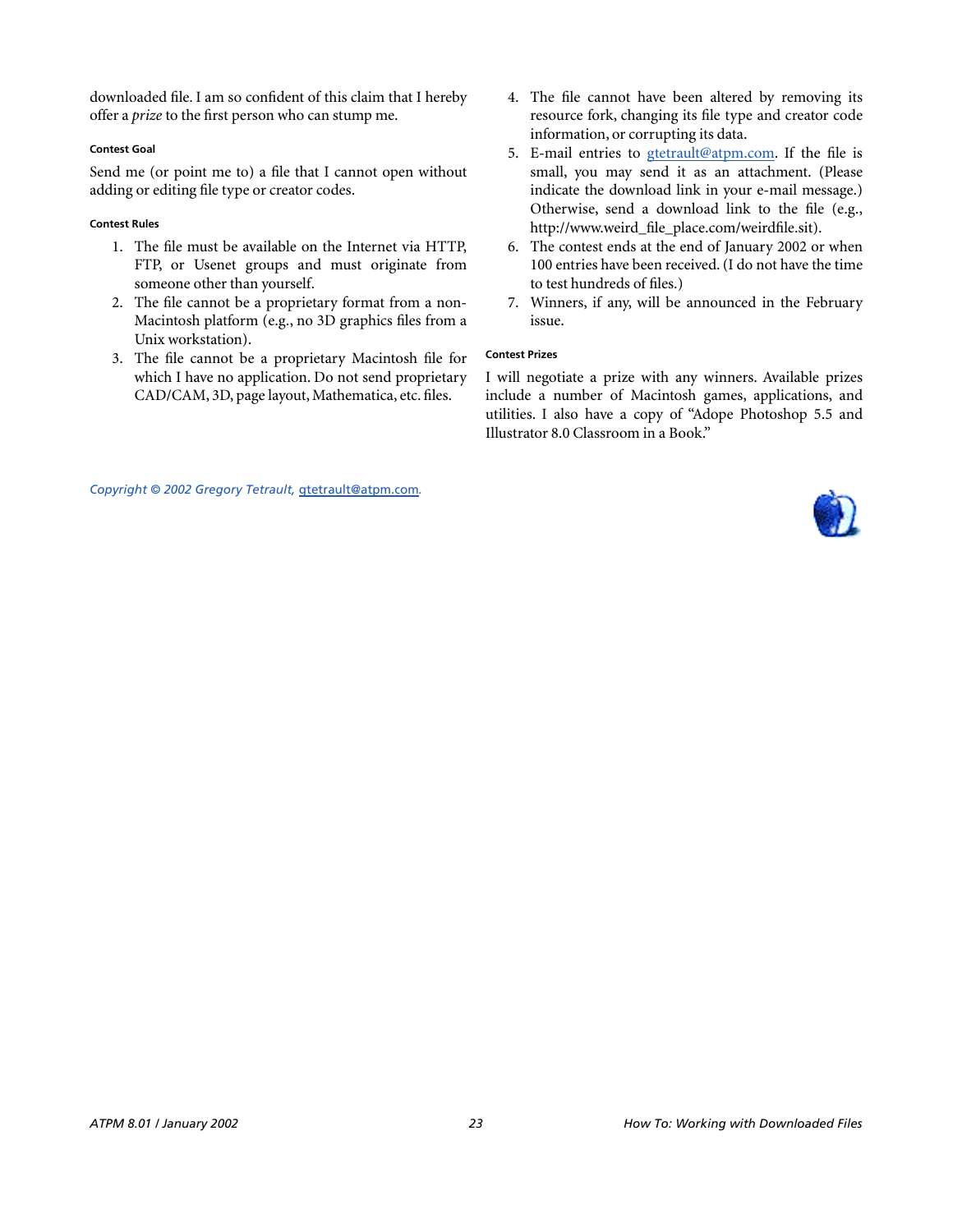downloaded file. I am so confident of this claim that I hereby offer a *prize* to the first person who can stump me.

#### Contest Goal

Send me (or point me to) a file that I cannot open without adding or editing file type or creator codes.

#### Contest Rules

1. The file must be available on the Internet via HTTP, FTP, or Usenet groups and must originate from someone other than yourself.
2. The file cannot be a proprietary format from a non-Macintosh platform (e.g., no 3D graphics files from a Unix workstation).
3. The file cannot be a proprietary Macintosh file for which I have no application. Do not send proprietary CAD/CAM, 3D, page layout, Mathematica, etc. files.
4. The file cannot have been altered by removing its resource fork, changing its file type and creator code information, or corrupting its data.
5. E-mail entries to gtetrault@atpm.com. If the file is small, you may send it as an attachment. (Please indicate the download link in your e-mail message.) Otherwise, send a download link to the file (e.g., http://www.weird_file_place.com/weirdfile.sit).
6. The contest ends at the end of January 2002 or when 100 entries have been received. (I do not have the time to test hundreds of files.)
7. Winners, if any, will be announced in the February issue.

#### Contest Prizes

I will negotiate a prize with any winners. Available prizes include a number of Macintosh games, applications, and utilities. I also have a copy of "Adope Photoshop 5.5 and Illustrator 8.0 Classroom in a Book."

*Copyright © 2002 Gregory Tetrault, gtetrault@atpm.com.*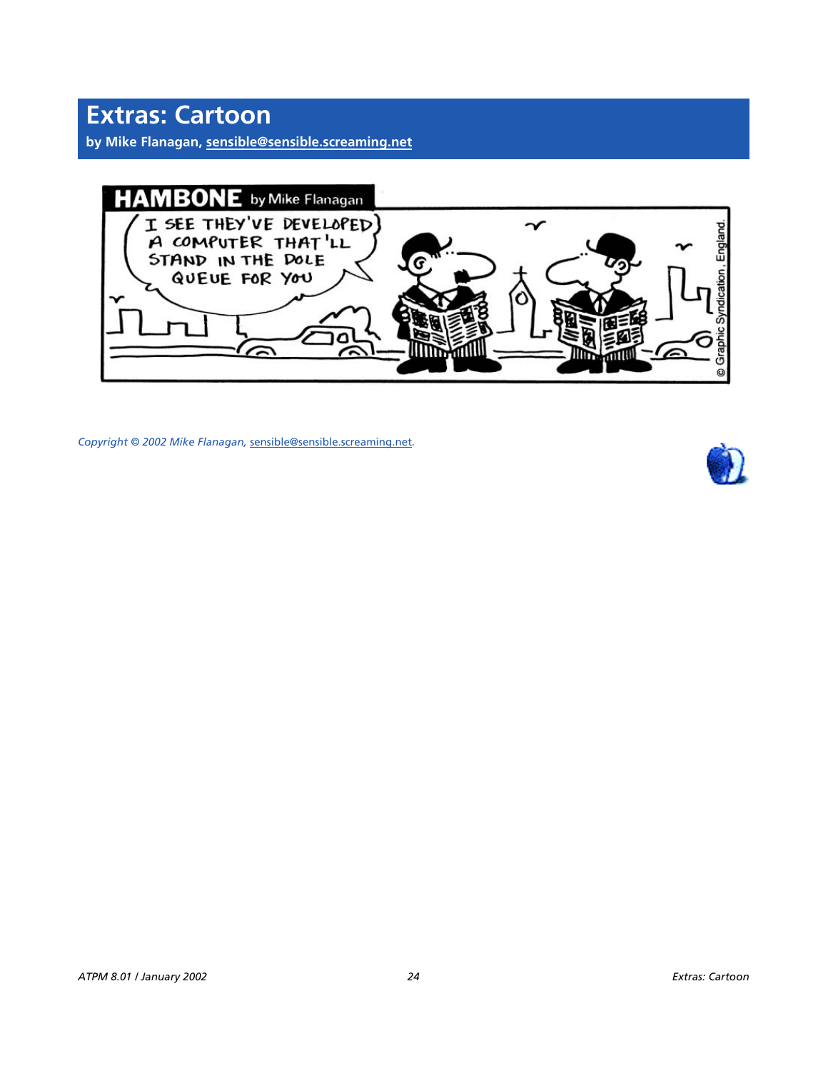# Extras: Cartoon

**by Mike Flanagan, sensible@sensible.screaming.net**

HAMBONE by Mike Flanagan

I SEE THEY'VE DEVELOPED A COMPUTER THAT'LL STAND IN THE DOLE QUEUE FOR YOU

© Graphic Syndication, England.

*Copyright © 2002 Mike Flanagan,* sensible@sensible.screaming.net*.*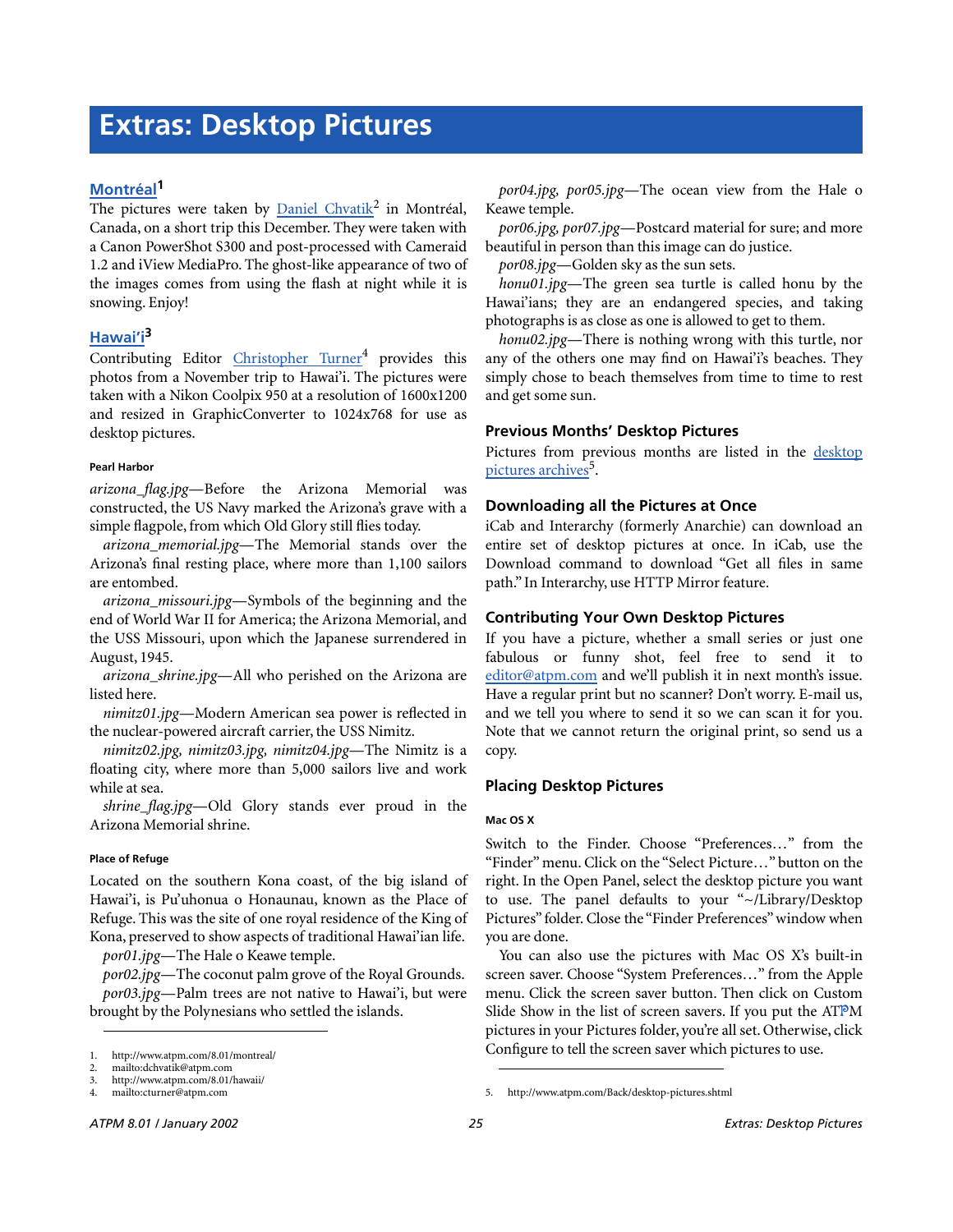# Extras: Desktop Pictures

## Montréal[1]

The pictures were taken by Daniel Chvatik[2] in Montréal, Canada, on a short trip this December. They were taken with a Canon PowerShot S300 and post-processed with Cameraid 1.2 and iView MediaPro. The ghost-like appearance of two of the images comes from using the flash at night while it is snowing. Enjoy!

## Hawai'i[3]

Contributing Editor Christopher Turner[4] provides this photos from a November trip to Hawai'i. The pictures were taken with a Nikon Coolpix 950 at a resolution of 1600x1200 and resized in GraphicConverter to 1024x768 for use as desktop pictures.

#### Pearl Harbor

*arizona_flag.jpg*—Before the Arizona Memorial was constructed, the US Navy marked the Arizona's grave with a simple flagpole, from which Old Glory still flies today.

*arizona_memorial.jpg*—The Memorial stands over the Arizona's final resting place, where more than 1,100 sailors are entombed.

*arizona_missouri.jpg*—Symbols of the beginning and the end of World War II for America; the Arizona Memorial, and the USS Missouri, upon which the Japanese surrendered in August, 1945.

*arizona_shrine.jpg*—All who perished on the Arizona are listed here.

*nimitz01.jpg*—Modern American sea power is reflected in the nuclear-powered aircraft carrier, the USS Nimitz.

*nimitz02.jpg, nimitz03.jpg, nimitz04.jpg*—The Nimitz is a floating city, where more than 5,000 sailors live and work while at sea.

*shrine_flag.jpg*—Old Glory stands ever proud in the Arizona Memorial shrine.

#### Place of Refuge

Located on the southern Kona coast, of the big island of Hawai'i, is Pu'uhonua o Honaunau, known as the Place of Refuge. This was the site of one royal residence of the King of Kona, preserved to show aspects of traditional Hawai'ian life.

*por01.jpg*—The Hale o Keawe temple.

*por02.jpg*—The coconut palm grove of the Royal Grounds.

*por03.jpg*—Palm trees are not native to Hawai'i, but were brought by the Polynesians who settled the islands.

*por04.jpg, por05.jpg*—The ocean view from the Hale o Keawe temple.

*por06.jpg, por07.jpg*—Postcard material for sure; and more beautiful in person than this image can do justice.

*por08.jpg*—Golden sky as the sun sets.

*honu01.jpg*—The green sea turtle is called honu by the Hawai'ians; they are an endangered species, and taking photographs is as close as one is allowed to get to them.

*honu02.jpg*—There is nothing wrong with this turtle, nor any of the others one may find on Hawai'i's beaches. They simply chose to beach themselves from time to time to rest and get some sun.

### Previous Months' Desktop Pictures

Pictures from previous months are listed in the desktop pictures archives[5].

### Downloading all the Pictures at Once

iCab and Interarchy (formerly Anarchie) can download an entire set of desktop pictures at once. In iCab, use the Download command to download "Get all files in same path." In Interarchy, use HTTP Mirror feature.

### Contributing Your Own Desktop Pictures

If you have a picture, whether a small series or just one fabulous or funny shot, feel free to send it to editor@atpm.com and we'll publish it in next month's issue. Have a regular print but no scanner? Don't worry. E-mail us, and we tell you where to send it so we can scan it for you. Note that we cannot return the original print, so send us a copy.

### Placing Desktop Pictures

#### Mac OS X

Switch to the Finder. Choose "Preferences…" from the "Finder" menu. Click on the "Select Picture…" button on the right. In the Open Panel, select the desktop picture you want to use. The panel defaults to your "~/Library/Desktop Pictures" folder. Close the "Finder Preferences" window when you are done.

You can also use the pictures with Mac OS X's built-in screen saver. Choose "System Preferences…" from the Apple menu. Click the screen saver button. Then click on Custom Slide Show in the list of screen savers. If you put the ATPM pictures in your Pictures folder, you're all set. Otherwise, click Configure to tell the screen saver which pictures to use.

---

1. http://www.atpm.com/8.01/montreal/
2. mailto:dchvatik@atpm.com
3. http://www.atpm.com/8.01/hawaii/
4. mailto:cturner@atpm.com
5. http://www.atpm.com/Back/desktop-pictures.shtml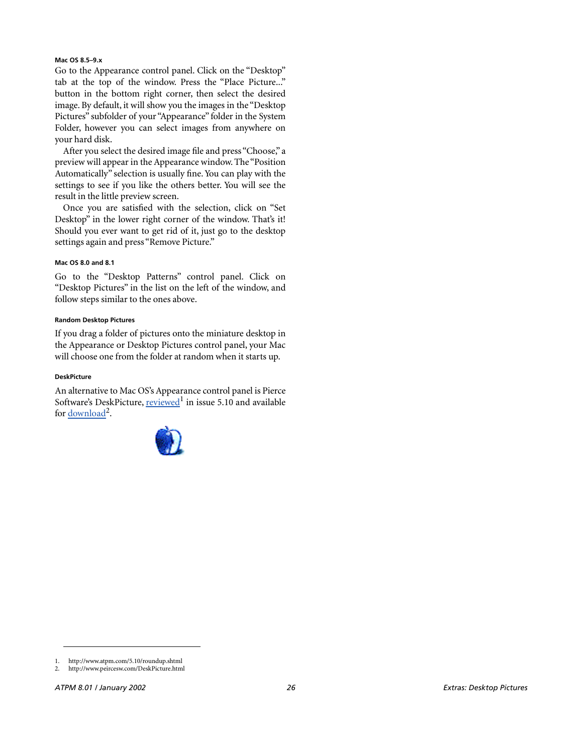#### Mac OS 8.5–9.x

Go to the Appearance control panel. Click on the "Desktop" tab at the top of the window. Press the "Place Picture..." button in the bottom right corner, then select the desired image. By default, it will show you the images in the "Desktop Pictures" subfolder of your "Appearance" folder in the System Folder, however you can select images from anywhere on your hard disk.

After you select the desired image file and press "Choose," a preview will appear in the Appearance window. The "Position Automatically" selection is usually fine. You can play with the settings to see if you like the others better. You will see the result in the little preview screen.

Once you are satisfied with the selection, click on "Set Desktop" in the lower right corner of the window. That's it! Should you ever want to get rid of it, just go to the desktop settings again and press "Remove Picture."

#### Mac OS 8.0 and 8.1

Go to the "Desktop Patterns" control panel. Click on "Desktop Pictures" in the list on the left of the window, and follow steps similar to the ones above.

#### Random Desktop Pictures

If you drag a folder of pictures onto the miniature desktop in the Appearance or Desktop Pictures control panel, your Mac will choose one from the folder at random when it starts up.

#### DeskPicture

An alternative to Mac OS's Appearance control panel is Pierce Software's DeskPicture, reviewed[1] in issue 5.10 and available for download[2].

1. http://www.atpm.com/5.10/roundup.shtml
2. http://www.peircesw.com/DeskPicture.html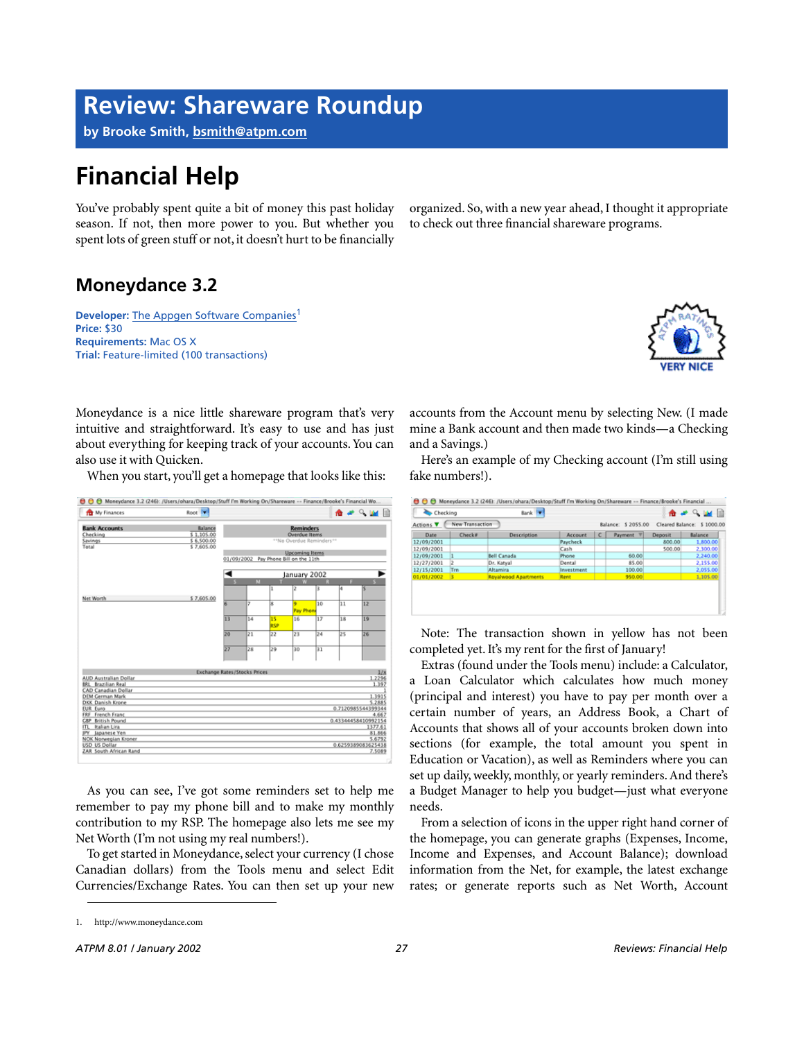# Review: Shareware Roundup

**by Brooke Smith, bsmith@atpm.com**

# Financial Help

You've probably spent quite a bit of money this past holiday season. If not, then more power to you. But whether you spent lots of green stuff or not, it doesn't hurt to be financially organized. So, with a new year ahead, I thought it appropriate to check out three financial shareware programs.

## Moneydance 3.2

**Developer:** The Appgen Software Companies[1]
**Price:** $30
**Requirements:** Mac OS X
**Trial:** Feature-limited (100 transactions)

VERY NICE

Moneydance is a nice little shareware program that's very intuitive and straightforward. It's easy to use and has just about everything for keeping track of your accounts. You can also use it with Quicken.

When you start, you'll get a homepage that looks like this:

As you can see, I've got some reminders set to help me remember to pay my phone bill and to make my monthly contribution to my RSP. The homepage also lets me see my Net Worth (I'm not using my real numbers!).

To get started in Moneydance, select your currency (I chose Canadian dollars) from the Tools menu and select Edit Currencies/Exchange Rates. You can then set up your new accounts from the Account menu by selecting New. (I made mine a Bank account and then made two kinds—a Checking and a Savings.)

Here's an example of my Checking account (I'm still using fake numbers!).

Note: The transaction shown in yellow has not been completed yet. It's my rent for the first of January!

Extras (found under the Tools menu) include: a Calculator, a Loan Calculator which calculates how much money (principal and interest) you have to pay per month over a certain number of years, an Address Book, a Chart of Accounts that shows all of your accounts broken down into sections (for example, the total amount you spent in Education or Vacation), as well as Reminders where you can set up daily, weekly, monthly, or yearly reminders. And there's a Budget Manager to help you budget—just what everyone needs.

From a selection of icons in the upper right hand corner of the homepage, you can generate graphs (Expenses, Income, Income and Expenses, and Account Balance); download information from the Net, for example, the latest exchange rates; or generate reports such as Net Worth, Account

1. http://www.moneydance.com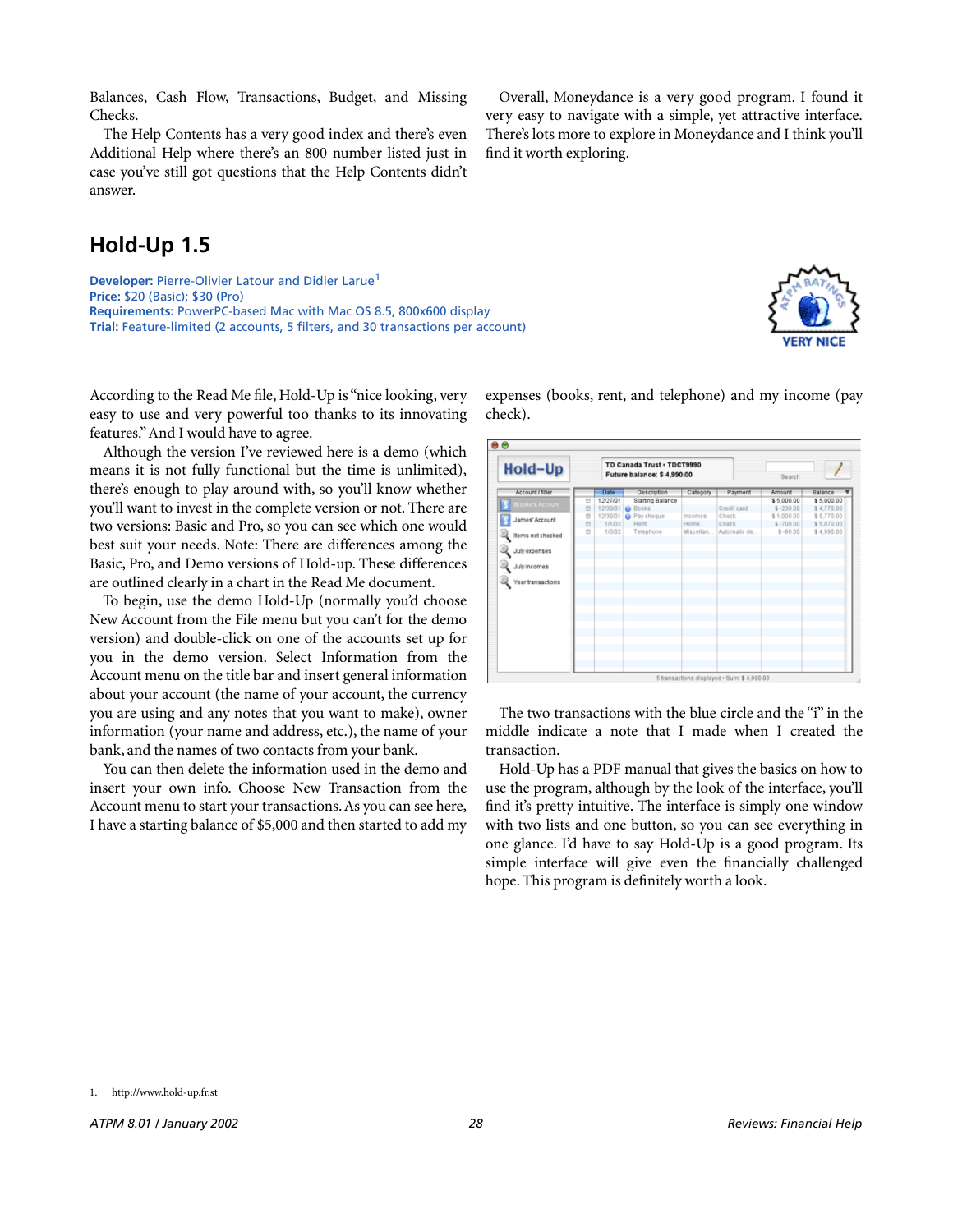Balances, Cash Flow, Transactions, Budget, and Missing Checks.

The Help Contents has a very good index and there's even Additional Help where there's an 800 number listed just in case you've still got questions that the Help Contents didn't answer.

Overall, Moneydance is a very good program. I found it very easy to navigate with a simple, yet attractive interface. There's lots more to explore in Moneydance and I think you'll find it worth exploring.

## Hold-Up 1.5

**Developer:** Pierre-Olivier Latour and Didier Larue[1]
**Price:** $20 (Basic); $30 (Pro)
**Requirements:** PowerPC-based Mac with Mac OS 8.5, 800x600 display
**Trial:** Feature-limited (2 accounts, 5 filters, and 30 transactions per account)

VERY NICE

According to the Read Me file, Hold-Up is "nice looking, very easy to use and very powerful too thanks to its innovating features." And I would have to agree.

Although the version I've reviewed here is a demo (which means it is not fully functional but the time is unlimited), there's enough to play around with, so you'll know whether you'll want to invest in the complete version or not. There are two versions: Basic and Pro, so you can see which one would best suit your needs. Note: There are differences among the Basic, Pro, and Demo versions of Hold-up. These differences are outlined clearly in a chart in the Read Me document.

To begin, use the demo Hold-Up (normally you'd choose New Account from the File menu but you can't for the demo version) and double-click on one of the accounts set up for you in the demo version. Select Information from the Account menu on the title bar and insert general information about your account (the name of your account, the currency you are using and any notes that you want to make), owner information (your name and address, etc.), the name of your bank, and the names of two contacts from your bank.

You can then delete the information used in the demo and insert your own info. Choose New Transaction from the Account menu to start your transactions. As you can see here, I have a starting balance of $5,000 and then started to add my expenses (books, rent, and telephone) and my income (pay check).

The two transactions with the blue circle and the "i" in the middle indicate a note that I made when I created the transaction.

Hold-Up has a PDF manual that gives the basics on how to use the program, although by the look of the interface, you'll find it's pretty intuitive. The interface is simply one window with two lists and one button, so you can see everything in one glance. I'd have to say Hold-Up is a good program. Its simple interface will give even the financially challenged hope. This program is definitely worth a look.

1. http://www.hold-up.fr.st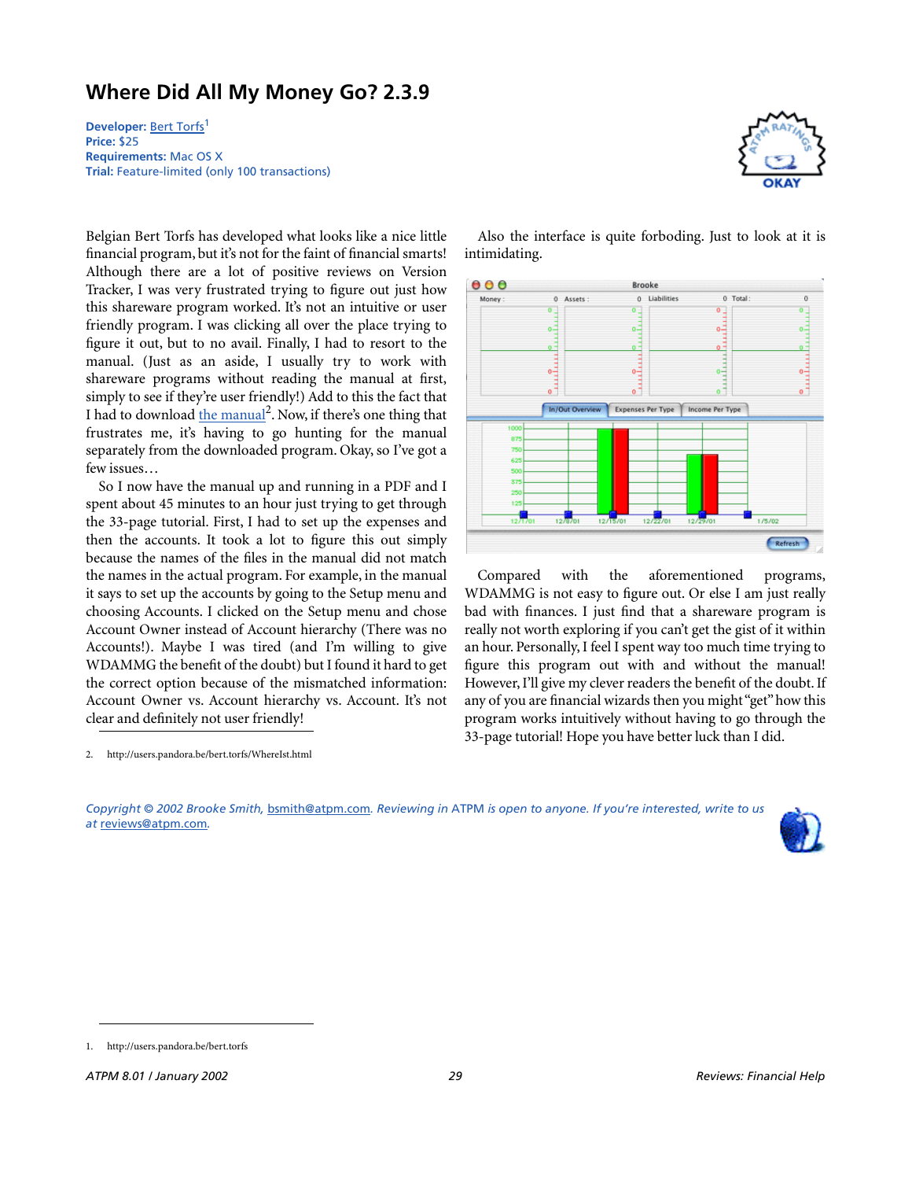## Where Did All My Money Go? 2.3.9

**Developer:** Bert Torfs[1]
**Price:** $25
**Requirements:** Mac OS X
**Trial:** Feature-limited (only 100 transactions)

Belgian Bert Torfs has developed what looks like a nice little financial program, but it's not for the faint of financial smarts! Although there are a lot of positive reviews on Version Tracker, I was very frustrated trying to figure out just how this shareware program worked. It's not an intuitive or user friendly program. I was clicking all over the place trying to figure it out, but to no avail. Finally, I had to resort to the manual. (Just as an aside, I usually try to work with shareware programs without reading the manual at first, simply to see if they're user friendly!) Add to this the fact that I had to download the manual[2]. Now, if there's one thing that frustrates me, it's having to go hunting for the manual separately from the downloaded program. Okay, so I've got a few issues…

So I now have the manual up and running in a PDF and I spent about 45 minutes to an hour just trying to get through the 33-page tutorial. First, I had to set up the expenses and then the accounts. It took a lot to figure this out simply because the names of the files in the manual did not match the names in the actual program. For example, in the manual it says to set up the accounts by going to the Setup menu and choosing Accounts. I clicked on the Setup menu and chose Account Owner instead of Account hierarchy (There was no Accounts!). Maybe I was tired (and I'm willing to give WDAMMG the benefit of the doubt) but I found it hard to get the correct option because of the mismatched information: Account Owner vs. Account hierarchy vs. Account. It's not clear and definitely not user friendly!

Also the interface is quite forboding. Just to look at it is intimidating.

Compared with the aforementioned programs, WDAMMG is not easy to figure out. Or else I am just really bad with finances. I just find that a shareware program is really not worth exploring if you can't get the gist of it within an hour. Personally, I feel I spent way too much time trying to figure this program out with and without the manual! However, I'll give my clever readers the benefit of the doubt. If any of you are financial wizards then you might "get" how this program works intuitively without having to go through the 33-page tutorial! Hope you have better luck than I did.

*Copyright © 2002 Brooke Smith, bsmith@atpm.com. Reviewing in ATPM is open to anyone. If you're interested, write to us at reviews@atpm.com.*

1. http://users.pandora.be/bert.torfs

2. http://users.pandora.be/bert.torfs/WhereIst.html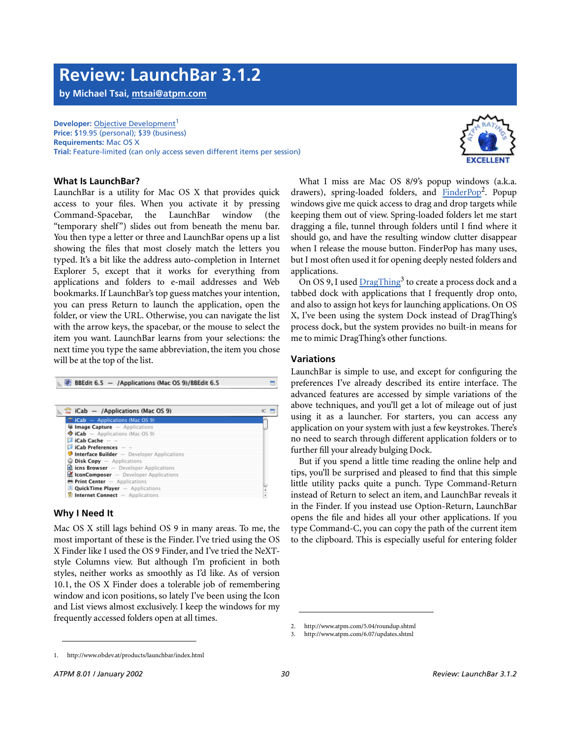# Review: LaunchBar 3.1.2

**by Michael Tsai, mtsai@atpm.com**

**Developer:** Objective Development[1]
**Price:** $19.95 (personal); $39 (business)
**Requirements:** Mac OS X
**Trial:** Feature-limited (can only access seven different items per session)

EXCELLENT

### What Is LaunchBar?

LaunchBar is a utility for Mac OS X that provides quick access to your files. When you activate it by pressing Command-Spacebar, the LaunchBar window (the "temporary shelf") slides out from beneath the menu bar. You then type a letter or three and LaunchBar opens up a list showing the files that most closely match the letters you typed. It's a bit like the address auto-completion in Internet Explorer 5, except that it works for everything from applications and folders to e-mail addresses and Web bookmarks. If LaunchBar's top guess matches your intention, you can press Return to launch the application, open the folder, or view the URL. Otherwise, you can navigate the list with the arrow keys, the spacebar, or the mouse to select the item you want. LaunchBar learns from your selections: the next time you type the same abbreviation, the item you chose will be at the top of the list.

### Why I Need It

Mac OS X still lags behind OS 9 in many areas. To me, the most important of these is the Finder. I've tried using the OS X Finder like I used the OS 9 Finder, and I've tried the NeXT-style Columns view. But although I'm proficient in both styles, neither works as smoothly as I'd like. As of version 10.1, the OS X Finder does a tolerable job of remembering window and icon positions, so lately I've been using the Icon and List views almost exclusively. I keep the windows for my frequently accessed folders open at all times.

What I miss are Mac OS 8/9's popup windows (a.k.a. drawers), spring-loaded folders, and FinderPop[2]. Popup windows give me quick access to drag and drop targets while keeping them out of view. Spring-loaded folders let me start dragging a file, tunnel through folders until I find where it should go, and have the resulting window clutter disappear when I release the mouse button. FinderPop has many uses, but I most often used it for opening deeply nested folders and applications.

On OS 9, I used DragThing[3] to create a process dock and a tabbed dock with applications that I frequently drop onto, and also to assign hot keys for launching applications. On OS X, I've been using the system Dock instead of DragThing's process dock, but the system provides no built-in means for me to mimic DragThing's other functions.

### Variations

LaunchBar is simple to use, and except for configuring the preferences I've already described its entire interface. The advanced features are accessed by simple variations of the above techniques, and you'll get a lot of mileage out of just using it as a launcher. For starters, you can access any application on your system with just a few keystrokes. There's no need to search through different application folders or to further fill your already bulging Dock.

But if you spend a little time reading the online help and tips, you'll be surprised and pleased to find that this simple little utility packs quite a punch. Type Command-Return instead of Return to select an item, and LaunchBar reveals it in the Finder. If you instead use Option-Return, LaunchBar opens the file and hides all your other applications. If you type Command-C, you can copy the path of the current item to the clipboard. This is especially useful for entering folder

---

1. http://www.obdev.at/products/launchbar/index.html
2. http://www.atpm.com/5.04/roundup.shtml
3. http://www.atpm.com/6.07/updates.shtml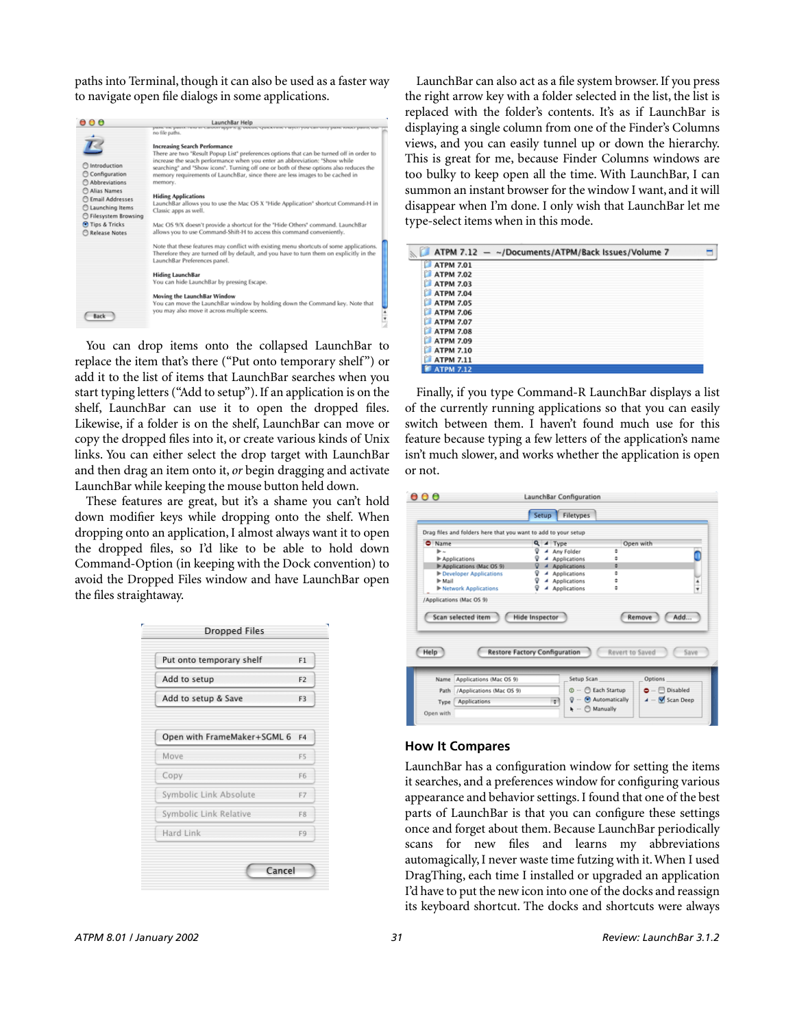paths into Terminal, though it can also be used as a faster way to navigate open file dialogs in some applications.

You can drop items onto the collapsed LaunchBar to replace the item that's there ("Put onto temporary shelf") or add it to the list of items that LaunchBar searches when you start typing letters ("Add to setup"). If an application is on the shelf, LaunchBar can use it to open the dropped files. Likewise, if a folder is on the shelf, LaunchBar can move or copy the dropped files into it, or create various kinds of Unix links. You can either select the drop target with LaunchBar and then drag an item onto it, *or* begin dragging and activate LaunchBar while keeping the mouse button held down.

These features are great, but it's a shame you can't hold down modifier keys while dropping onto the shelf. When dropping onto an application, I almost always want it to open the dropped files, so I'd like to be able to hold down Command-Option (in keeping with the Dock convention) to avoid the Dropped Files window and have LaunchBar open the files straightaway.

LaunchBar can also act as a file system browser. If you press the right arrow key with a folder selected in the list, the list is replaced with the folder's contents. It's as if LaunchBar is displaying a single column from one of the Finder's Columns views, and you can easily tunnel up or down the hierarchy. This is great for me, because Finder Columns windows are too bulky to keep open all the time. With LaunchBar, I can summon an instant browser for the window I want, and it will disappear when I'm done. I only wish that LaunchBar let me type-select items when in this mode.

Finally, if you type Command-R LaunchBar displays a list of the currently running applications so that you can easily switch between them. I haven't found much use for this feature because typing a few letters of the application's name isn't much slower, and works whether the application is open or not.

### How It Compares

LaunchBar has a configuration window for setting the items it searches, and a preferences window for configuring various appearance and behavior settings. I found that one of the best parts of LaunchBar is that you can configure these settings once and forget about them. Because LaunchBar periodically scans for new files and learns my abbreviations automagically, I never waste time futzing with it. When I used DragThing, each time I installed or upgraded an application I'd have to put the new icon into one of the docks and reassign its keyboard shortcut. The docks and shortcuts were always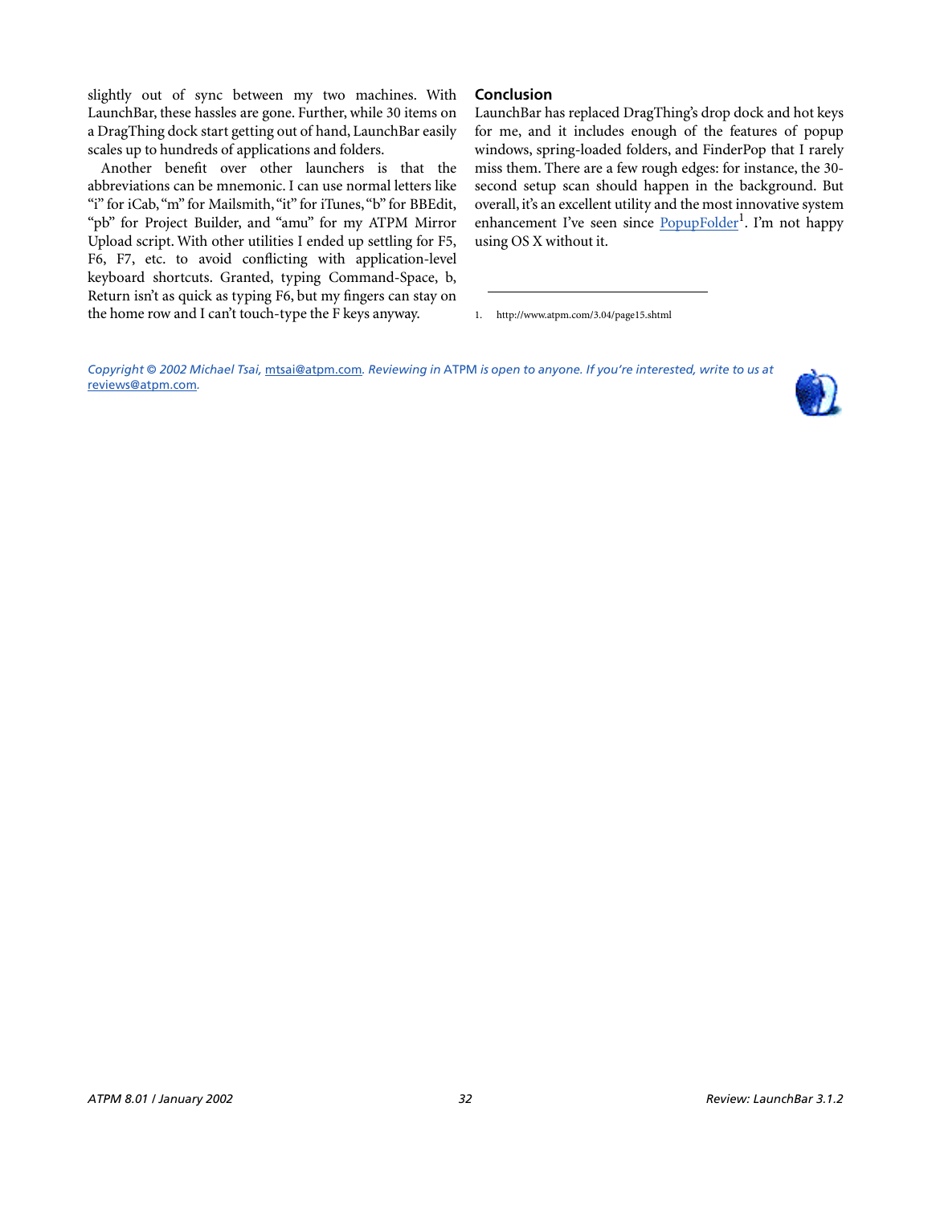slightly out of sync between my two machines. With LaunchBar, these hassles are gone. Further, while 30 items on a DragThing dock start getting out of hand, LaunchBar easily scales up to hundreds of applications and folders.

Another benefit over other launchers is that the abbreviations can be mnemonic. I can use normal letters like "i" for iCab, "m" for Mailsmith, "it" for iTunes, "b" for BBEdit, "pb" for Project Builder, and "amu" for my ATPM Mirror Upload script. With other utilities I ended up settling for F5, F6, F7, etc. to avoid conflicting with application-level keyboard shortcuts. Granted, typing Command-Space, b, Return isn't as quick as typing F6, but my fingers can stay on the home row and I can't touch-type the F keys anyway.

### Conclusion

LaunchBar has replaced DragThing's drop dock and hot keys for me, and it includes enough of the features of popup windows, spring-loaded folders, and FinderPop that I rarely miss them. There are a few rough edges: for instance, the 30-second setup scan should happen in the background. But overall, it's an excellent utility and the most innovative system enhancement I've seen since PopupFolder[1]. I'm not happy using OS X without it.

---

1. http://www.atpm.com/3.04/page15.shtml

*Copyright © 2002 Michael Tsai, mtsai@atpm.com. Reviewing in ATPM is open to anyone. If you're interested, write to us at reviews@atpm.com.*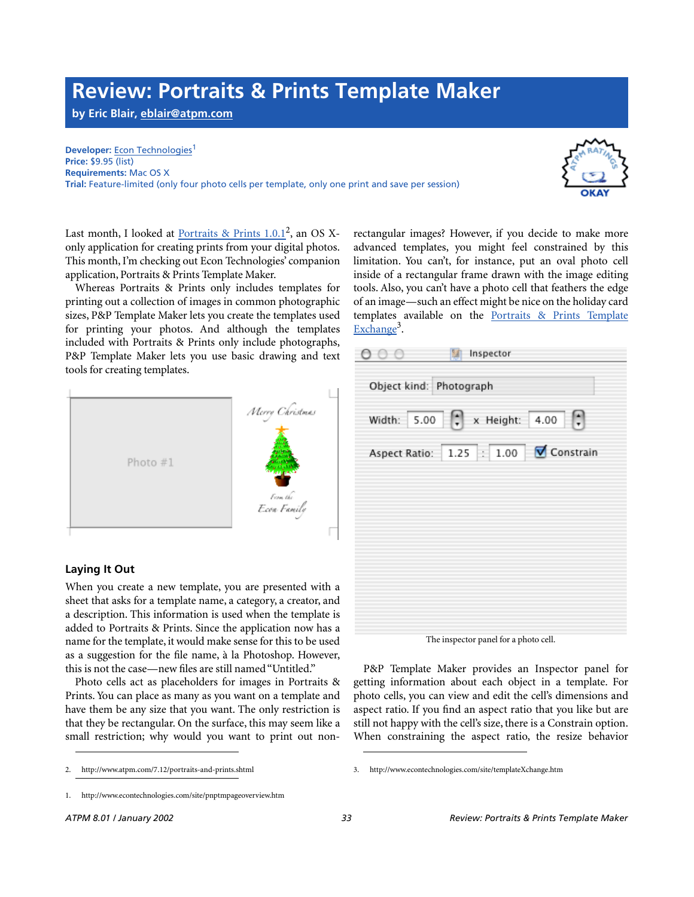# Review: Portraits & Prints Template Maker

**by Eric Blair, eblair@atpm.com**

**Developer:** Econ Technologies[1]
**Price:** $9.95 (list)
**Requirements:** Mac OS X
**Trial:** Feature-limited (only four photo cells per template, only one print and save per session)

Last month, I looked at Portraits & Prints 1.0.1[2], an OS X-only application for creating prints from your digital photos. This month, I'm checking out Econ Technologies' companion application, Portraits & Prints Template Maker.

Whereas Portraits & Prints only includes templates for printing out a collection of images in common photographic sizes, P&P Template Maker lets you create the templates used for printing your photos. And although the templates included with Portraits & Prints only include photographs, P&P Template Maker lets you use basic drawing and text tools for creating templates.

## Laying It Out

When you create a new template, you are presented with a sheet that asks for a template name, a category, a creator, and a description. This information is used when the template is added to Portraits & Prints. Since the application now has a name for the template, it would make sense for this to be used as a suggestion for the file name, à la Photoshop. However, this is not the case—new files are still named "Untitled."

Photo cells act as placeholders for images in Portraits & Prints. You can place as many as you want on a template and have them be any size that you want. The only restriction is that they be rectangular. On the surface, this may seem like a small restriction; why would you want to print out non-rectangular images? However, if you decide to make more advanced templates, you might feel constrained by this limitation. You can't, for instance, put an oval photo cell inside of a rectangular frame drawn with the image editing tools. Also, you can't have a photo cell that feathers the edge of an image—such an effect might be nice on the holiday card templates available on the Portraits & Prints Template Exchange[3].

The inspector panel for a photo cell.

P&P Template Maker provides an Inspector panel for getting information about each object in a template. For photo cells, you can view and edit the cell's dimensions and aspect ratio. If you find an aspect ratio that you like but are still not happy with the cell's size, there is a Constrain option. When constraining the aspect ratio, the resize behavior

1. http://www.econtechnologies.com/site/pnptmpageoverview.htm
2. http://www.atpm.com/7.12/portraits-and-prints.shtml
3. http://www.econtechnologies.com/site/templateXchange.htm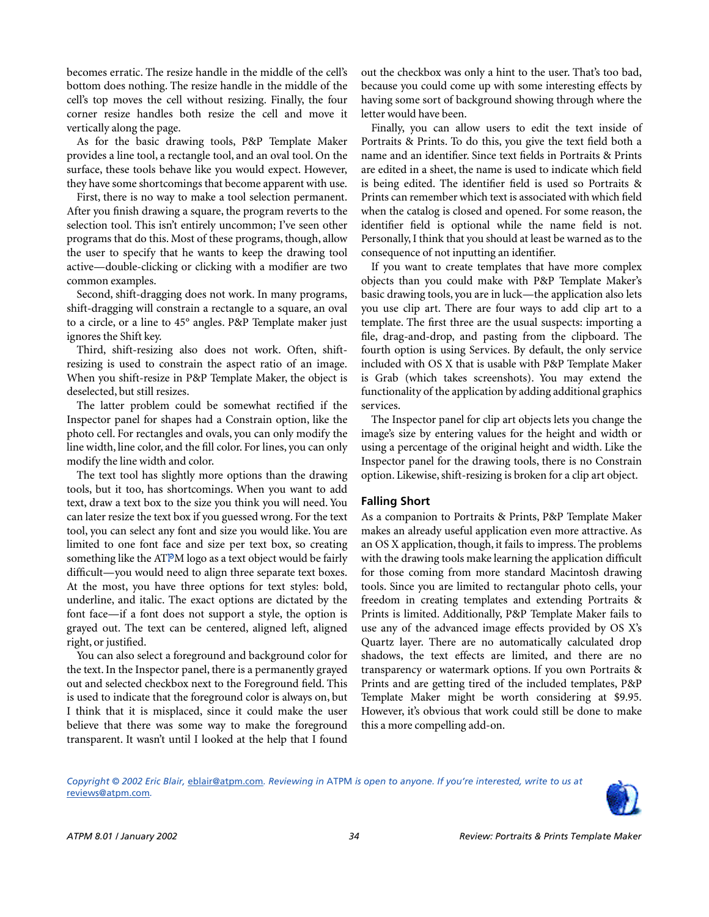becomes erratic. The resize handle in the middle of the cell's bottom does nothing. The resize handle in the middle of the cell's top moves the cell without resizing. Finally, the four corner resize handles both resize the cell and move it vertically along the page.

As for the basic drawing tools, P&P Template Maker provides a line tool, a rectangle tool, and an oval tool. On the surface, these tools behave like you would expect. However, they have some shortcomings that become apparent with use.

First, there is no way to make a tool selection permanent. After you finish drawing a square, the program reverts to the selection tool. This isn't entirely uncommon; I've seen other programs that do this. Most of these programs, though, allow the user to specify that he wants to keep the drawing tool active—double-clicking or clicking with a modifier are two common examples.

Second, shift-dragging does not work. In many programs, shift-dragging will constrain a rectangle to a square, an oval to a circle, or a line to 45° angles. P&P Template maker just ignores the Shift key.

Third, shift-resizing also does not work. Often, shift-resizing is used to constrain the aspect ratio of an image. When you shift-resize in P&P Template Maker, the object is deselected, but still resizes.

The latter problem could be somewhat rectified if the Inspector panel for shapes had a Constrain option, like the photo cell. For rectangles and ovals, you can only modify the line width, line color, and the fill color. For lines, you can only modify the line width and color.

The text tool has slightly more options than the drawing tools, but it too, has shortcomings. When you want to add text, draw a text box to the size you think you will need. You can later resize the text box if you guessed wrong. For the text tool, you can select any font and size you would like. You are limited to one font face and size per text box, so creating something like the ATPM logo as a text object would be fairly difficult—you would need to align three separate text boxes. At the most, you have three options for text styles: bold, underline, and italic. The exact options are dictated by the font face—if a font does not support a style, the option is grayed out. The text can be centered, aligned left, aligned right, or justified.

You can also select a foreground and background color for the text. In the Inspector panel, there is a permanently grayed out and selected checkbox next to the Foreground field. This is used to indicate that the foreground color is always on, but I think that it is misplaced, since it could make the user believe that there was some way to make the foreground transparent. It wasn't until I looked at the help that I found out the checkbox was only a hint to the user. That's too bad, because you could come up with some interesting effects by having some sort of background showing through where the letter would have been.

Finally, you can allow users to edit the text inside of Portraits & Prints. To do this, you give the text field both a name and an identifier. Since text fields in Portraits & Prints are edited in a sheet, the name is used to indicate which field is being edited. The identifier field is used so Portraits & Prints can remember which text is associated with which field when the catalog is closed and opened. For some reason, the identifier field is optional while the name field is not. Personally, I think that you should at least be warned as to the consequence of not inputting an identifier.

If you want to create templates that have more complex objects than you could make with P&P Template Maker's basic drawing tools, you are in luck—the application also lets you use clip art. There are four ways to add clip art to a template. The first three are the usual suspects: importing a file, drag-and-drop, and pasting from the clipboard. The fourth option is using Services. By default, the only service included with OS X that is usable with P&P Template Maker is Grab (which takes screenshots). You may extend the functionality of the application by adding additional graphics services.

The Inspector panel for clip art objects lets you change the image's size by entering values for the height and width or using a percentage of the original height and width. Like the Inspector panel for the drawing tools, there is no Constrain option. Likewise, shift-resizing is broken for a clip art object.

### Falling Short

As a companion to Portraits & Prints, P&P Template Maker makes an already useful application even more attractive. As an OS X application, though, it fails to impress. The problems with the drawing tools make learning the application difficult for those coming from more standard Macintosh drawing tools. Since you are limited to rectangular photo cells, your freedom in creating templates and extending Portraits & Prints is limited. Additionally, P&P Template Maker fails to use any of the advanced image effects provided by OS X's Quartz layer. There are no automatically calculated drop shadows, the text effects are limited, and there are no transparency or watermark options. If you own Portraits & Prints and are getting tired of the included templates, P&P Template Maker might be worth considering at $9.95. However, it's obvious that work could still be done to make this a more compelling add-on.

*Copyright © 2002 Eric Blair, eblair@atpm.com. Reviewing in ATPM is open to anyone. If you're interested, write to us at reviews@atpm.com.*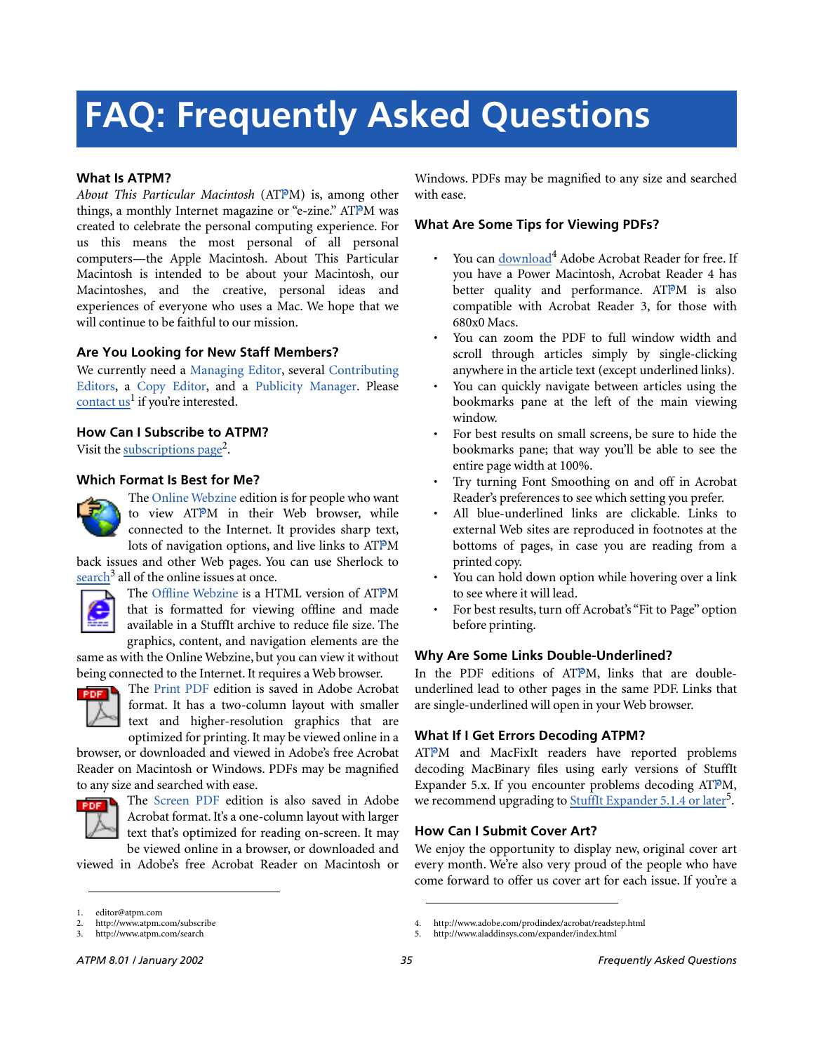# FAQ: Frequently Asked Questions

### What Is ATPM?

*About This Particular Macintosh* (ATPM) is, among other things, a monthly Internet magazine or "e-zine." ATPM was created to celebrate the personal computing experience. For us this means the most personal of all personal computers—the Apple Macintosh. About This Particular Macintosh is intended to be about your Macintosh, our Macintoshes, and the creative, personal ideas and experiences of everyone who uses a Mac. We hope that we will continue to be faithful to our mission.

### Are You Looking for New Staff Members?

We currently need a Managing Editor, several Contributing Editors, a Copy Editor, and a Publicity Manager. Please contact us[1] if you're interested.

### How Can I Subscribe to ATPM?

Visit the subscriptions page[2].

### Which Format Is Best for Me?

The Online Webzine edition is for people who want to view ATPM in their Web browser, while connected to the Internet. It provides sharp text, lots of navigation options, and live links to ATPM back issues and other Web pages. You can use Sherlock to search[3] all of the online issues at once.

The Offline Webzine is a HTML version of ATPM that is formatted for viewing offline and made available in a StuffIt archive to reduce file size. The graphics, content, and navigation elements are the same as with the Online Webzine, but you can view it without being connected to the Internet. It requires a Web browser.

The Print PDF edition is saved in Adobe Acrobat format. It has a two-column layout with smaller text and higher-resolution graphics that are optimized for printing. It may be viewed online in a browser, or downloaded and viewed in Adobe's free Acrobat Reader on Macintosh or Windows. PDFs may be magnified to any size and searched with ease.

The Screen PDF edition is also saved in Adobe Acrobat format. It's a one-column layout with larger text that's optimized for reading on-screen. It may be viewed online in a browser, or downloaded and viewed in Adobe's free Acrobat Reader on Macintosh or Windows. PDFs may be magnified to any size and searched with ease.

### What Are Some Tips for Viewing PDFs?

- You can download[4] Adobe Acrobat Reader for free. If you have a Power Macintosh, Acrobat Reader 4 has better quality and performance. ATPM is also compatible with Acrobat Reader 3, for those with 680x0 Macs.
- You can zoom the PDF to full window width and scroll through articles simply by single-clicking anywhere in the article text (except underlined links).
- You can quickly navigate between articles using the bookmarks pane at the left of the main viewing window.
- For best results on small screens, be sure to hide the bookmarks pane; that way you'll be able to see the entire page width at 100%.
- Try turning Font Smoothing on and off in Acrobat Reader's preferences to see which setting you prefer.
- All blue-underlined links are clickable. Links to external Web sites are reproduced in footnotes at the bottoms of pages, in case you are reading from a printed copy.
- You can hold down option while hovering over a link to see where it will lead.
- For best results, turn off Acrobat's "Fit to Page" option before printing.

### Why Are Some Links Double-Underlined?

In the PDF editions of ATPM, links that are double-underlined lead to other pages in the same PDF. Links that are single-underlined will open in your Web browser.

### What If I Get Errors Decoding ATPM?

ATPM and MacFixIt readers have reported problems decoding MacBinary files using early versions of StuffIt Expander 5.x. If you encounter problems decoding ATPM, we recommend upgrading to StuffIt Expander 5.1.4 or later[5].

### How Can I Submit Cover Art?

We enjoy the opportunity to display new, original cover art every month. We're also very proud of the people who have come forward to offer us cover art for each issue. If you're a

1. editor@atpm.com
2. http://www.atpm.com/subscribe
3. http://www.atpm.com/search
4. http://www.adobe.com/prodindex/acrobat/readstep.html
5. http://www.aladdinsys.com/expander/index.html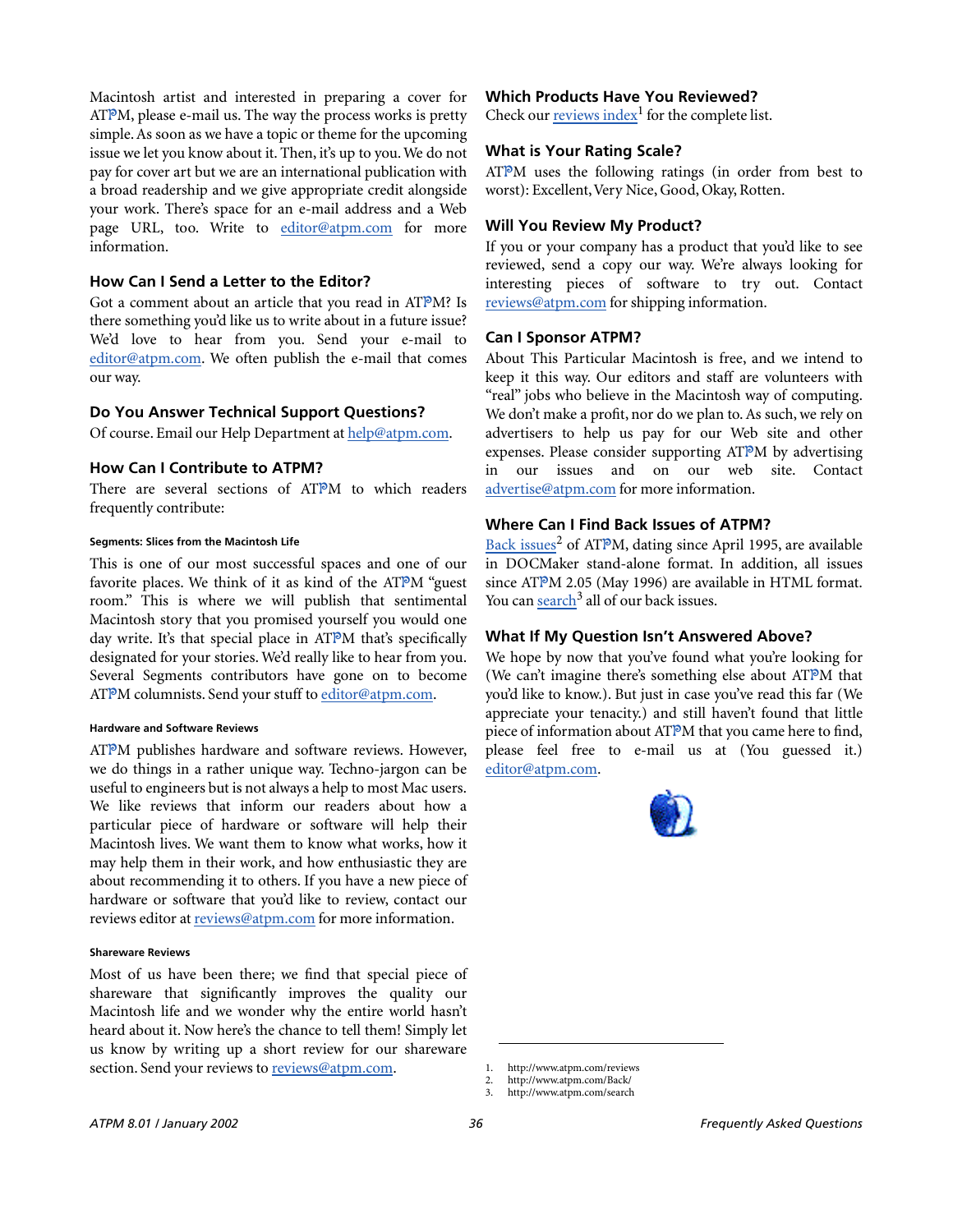Macintosh artist and interested in preparing a cover for ATPM, please e-mail us. The way the process works is pretty simple. As soon as we have a topic or theme for the upcoming issue we let you know about it. Then, it's up to you. We do not pay for cover art but we are an international publication with a broad readership and we give appropriate credit alongside your work. There's space for an e-mail address and a Web page URL, too. Write to editor@atpm.com for more information.

### How Can I Send a Letter to the Editor?

Got a comment about an article that you read in ATPM? Is there something you'd like us to write about in a future issue? We'd love to hear from you. Send your e-mail to editor@atpm.com. We often publish the e-mail that comes our way.

### Do You Answer Technical Support Questions?

Of course. Email our Help Department at help@atpm.com.

### How Can I Contribute to ATPM?

There are several sections of ATPM to which readers frequently contribute:

#### Segments: Slices from the Macintosh Life

This is one of our most successful spaces and one of our favorite places. We think of it as kind of the ATPM "guest room." This is where we will publish that sentimental Macintosh story that you promised yourself you would one day write. It's that special place in ATPM that's specifically designated for your stories. We'd really like to hear from you. Several Segments contributors have gone on to become ATPM columnists. Send your stuff to editor@atpm.com.

#### Hardware and Software Reviews

ATPM publishes hardware and software reviews. However, we do things in a rather unique way. Techno-jargon can be useful to engineers but is not always a help to most Mac users. We like reviews that inform our readers about how a particular piece of hardware or software will help their Macintosh lives. We want them to know what works, how it may help them in their work, and how enthusiastic they are about recommending it to others. If you have a new piece of hardware or software that you'd like to review, contact our reviews editor at reviews@atpm.com for more information.

#### Shareware Reviews

Most of us have been there; we find that special piece of shareware that significantly improves the quality our Macintosh life and we wonder why the entire world hasn't heard about it. Now here's the chance to tell them! Simply let us know by writing up a short review for our shareware section. Send your reviews to reviews@atpm.com.

### Which Products Have You Reviewed?

Check our reviews index[1] for the complete list.

### What is Your Rating Scale?

ATPM uses the following ratings (in order from best to worst): Excellent, Very Nice, Good, Okay, Rotten.

### Will You Review My Product?

If you or your company has a product that you'd like to see reviewed, send a copy our way. We're always looking for interesting pieces of software to try out. Contact reviews@atpm.com for shipping information.

### Can I Sponsor ATPM?

About This Particular Macintosh is free, and we intend to keep it this way. Our editors and staff are volunteers with "real" jobs who believe in the Macintosh way of computing. We don't make a profit, nor do we plan to. As such, we rely on advertisers to help us pay for our Web site and other expenses. Please consider supporting ATPM by advertising in our issues and on our web site. Contact advertise@atpm.com for more information.

### Where Can I Find Back Issues of ATPM?

Back issues[2] of ATPM, dating since April 1995, are available in DOCMaker stand-alone format. In addition, all issues since ATPM 2.05 (May 1996) are available in HTML format. You can search[3] all of our back issues.

### What If My Question Isn't Answered Above?

We hope by now that you've found what you're looking for (We can't imagine there's something else about ATPM that you'd like to know.). But just in case you've read this far (We appreciate your tenacity.) and still haven't found that little piece of information about ATPM that you came here to find, please feel free to e-mail us at (You guessed it.) editor@atpm.com.

1. http://www.atpm.com/reviews
2. http://www.atpm.com/Back/
3. http://www.atpm.com/search